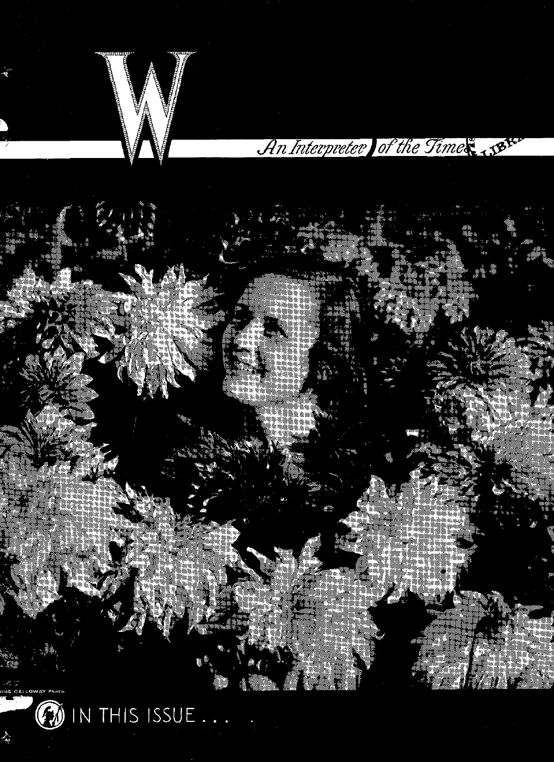# W

*An Interpreter of the Times*

...ING CALLOWAY Photo

IN THIS ISSUE . . .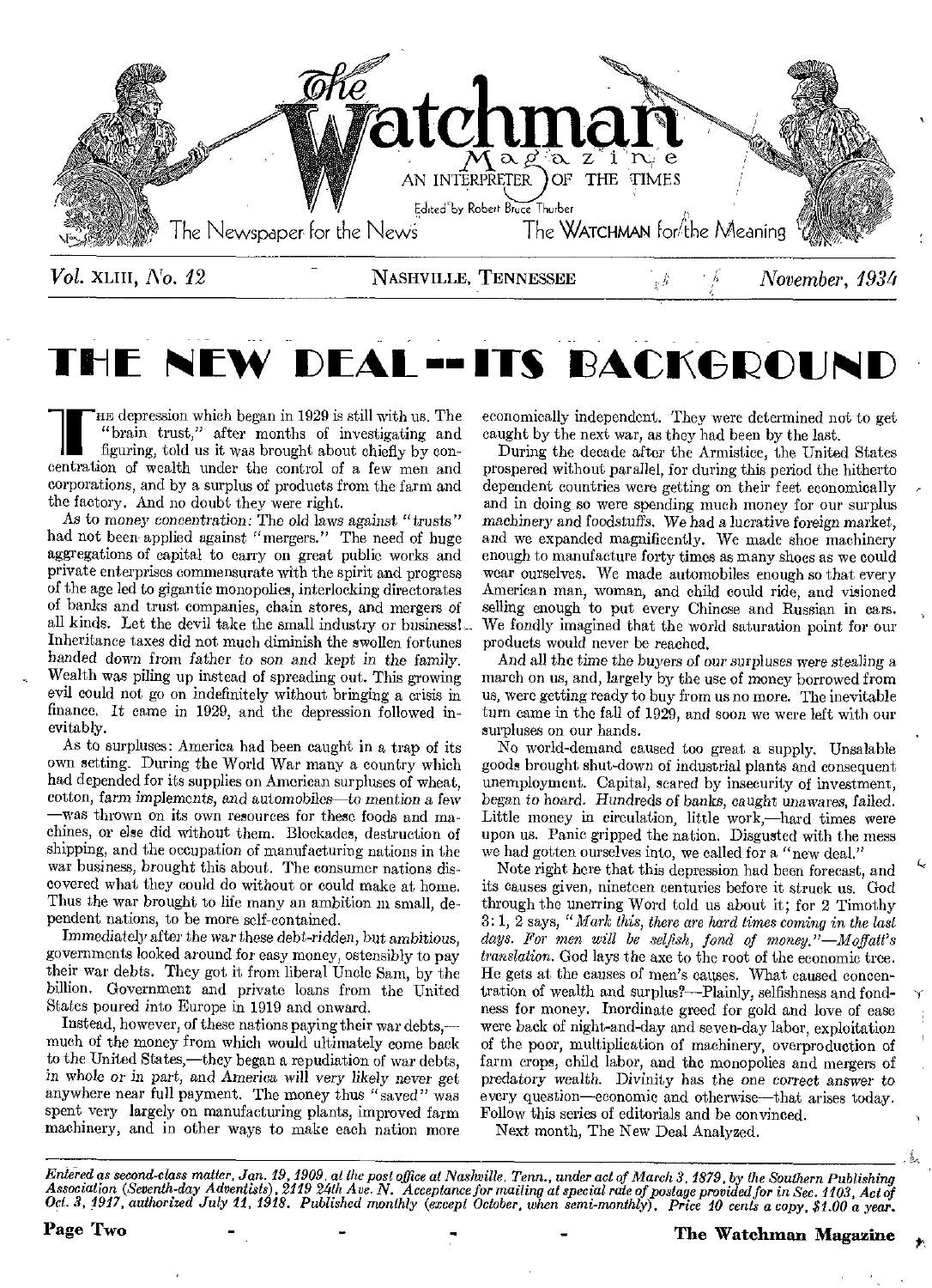# The Watchman Magazine

AN INTERPRETER OF THE TIMES

Edited by Robert Bruce Thurber

The Newspaper for the News — The WATCHMAN for the Meaning

*Vol.* XLIII, *No. 12* — NASHVILLE, TENNESSEE — *November, 1934*

# THE NEW DEAL—ITS BACKGROUND

THE depression which began in 1929 is still with us. The "brain trust," after months of investigating and figuring, told us it was brought about chiefly by concentration of wealth under the control of a few men and corporations, and by a surplus of products from the farm and the factory. And no doubt they were right.

As to money concentration: The old laws against "trusts" had not been applied against "mergers." The need of huge aggregations of capital to carry on great public works and private enterprises commensurate with the spirit and progress of the age led to gigantic monopolies, interlocking directorates of banks and trust companies, chain stores, and mergers of all kinds. Let the devil take the small industry or business! Inheritance taxes did not much diminish the swollen fortunes handed down from father to son and kept in the family. Wealth was piling up instead of spreading out. This growing evil could not go on indefinitely without bringing a crisis in finance. It came in 1929, and the depression followed inevitably.

As to surpluses: America had been caught in a trap of its own setting. During the World War many a country which had depended for its supplies on American surpluses of wheat, cotton, farm implements, and automobiles—to mention a few—was thrown on its own resources for these foods and machines, or else did without them. Blockades, destruction of shipping, and the occupation of manufacturing nations in the war business, brought this about. The consumer nations discovered what they could do without or could make at home. Thus the war brought to life many an ambition in small, dependent nations, to be more self-contained.

Immediately after the war these debt-ridden, but ambitious, governments looked around for easy money, ostensibly to pay their war debts. They got it from liberal Uncle Sam, by the billion. Government and private loans from the United States poured into Europe in 1919 and onward.

Instead, however, of these nations paying their war debts,—much of the money from which would ultimately come back to the United States,—they began a repudiation of war debts, in whole or in part, and America will very likely never get anywhere near full payment. The money thus "saved" was spent very largely on manufacturing plants, improved farm machinery, and in other ways to make each nation more economically independent. They were determined not to get caught by the next war, as they had been by the last.

During the decade after the Armistice, the United States prospered without parallel, for during this period the hitherto dependent countries were getting on their feet economically and in doing so were spending much money for our surplus machinery and foodstuffs. We had a lucrative foreign market, and we expanded magnificently. We made shoe machinery enough to manufacture forty times as many shoes as we could wear ourselves. We made automobiles enough so that every American man, woman, and child could ride, and visioned selling enough to put every Chinese and Russian in cars. We fondly imagined that the world saturation point for our products would never be reached.

And all the time the buyers of our surpluses were stealing a march on us, and, largely by the use of money borrowed from us, were getting ready to buy from us no more. The inevitable turn came in the fall of 1929, and soon we were left with our surpluses on our hands.

No world-demand caused too great a supply. Unsalable goods brought shut-down of industrial plants and consequent unemployment. Capital, scared by insecurity of investment, began to hoard. Hundreds of banks, caught unawares, failed. Little money in circulation, little work,—hard times were upon us. Panic gripped the nation. Disgusted with the mess we had gotten ourselves into, we called for a "new deal."

Note right here that this depression had been forecast, and its causes given, nineteen centuries before it struck us. God through the unerring Word told us about it; for 2 Timothy 3:1, 2 says, *"Mark this, there are hard times coming in the last days. For men will be selfish, fond of money."—Moffatt's translation.* God lays the axe to the root of the economic tree. He gets at the causes of men's causes. What caused concentration of wealth and surplus?—Plainly, selfishness and fondness for money. Inordinate greed for gold and love of ease were back of night-and-day and seven-day labor, exploitation of the poor, multiplication of machinery, overproduction of farm crops, child labor, and the monopolies and mergers of predatory wealth. Divinity has the one correct answer to every question—economic and otherwise—that arises today. Follow this series of editorials and be convinced.

Next month, The New Deal Analyzed.

---

*Entered as second-class matter, Jan. 19, 1909, at the post office at Nashville, Tenn., under act of March 3, 1879, by the Southern Publishing Association (Seventh-day Adventists), 2119 24th Ave. N. Acceptance for mailing at special rate of postage provided for in Sec. 1103, Act of Oct. 3, 1917, authorized July 11, 1918. Published monthly (except October, when semi-monthly). Price 10 cents a copy, $1.00 a year.*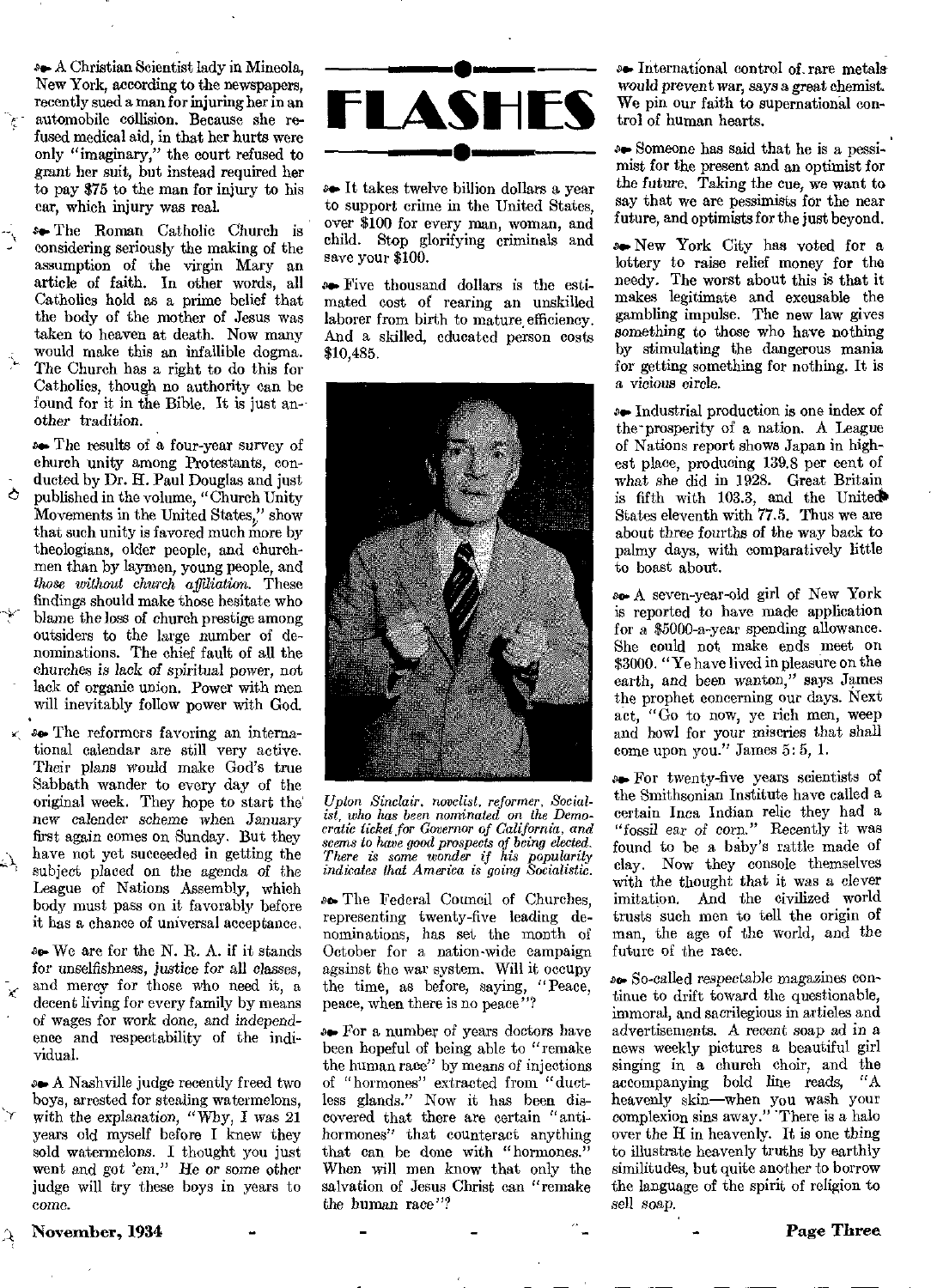# FLASHES

A Christian Scientist lady in Mineola, New York, according to the newspapers, recently sued a man for injuring her in an automobile collision. Because she refused medical aid, in that her hurts were only "imaginary," the court refused to grant her suit, but instead required her to pay $75 to the man for injury to his car, which injury was real.

The Roman Catholic Church is considering seriously the making of the assumption of the virgin Mary an article of faith. In other words, all Catholics hold as a prime belief that the body of the mother of Jesus was taken to heaven at death. Now many would make this an infallible dogma. The Church has a right to do this for Catholics, though no authority can be found for it in the Bible. It is just another tradition.

The results of a four-year survey of church unity among Protestants, conducted by Dr. H. Paul Douglas and just published in the volume, "Church Unity Movements in the United States," show that such unity is favored much more by theologians, older people, and churchmen than by laymen, young people, and *those without church affiliation.* These findings should make those hesitate who blame the loss of church prestige among outsiders to the large number of denominations. The chief fault of all the churches is lack of spiritual power, not lack of organic union. Power with men will inevitably follow power with God.

The reformers favoring an international calendar are still very active. Their plans would make God's true Sabbath wander to every day of the original week. They hope to start the new calender scheme when January first again comes on Sunday. But they have not yet succeeded in getting the subject placed on the agenda of the League of Nations Assembly, which body must pass on it favorably before it has a chance of universal acceptance.

We are for the N. R. A. if it stands for unselfishness, justice for all classes, and mercy for those who need it, a decent living for every family by means of wages for work done, and independence and respectability of the individual.

A Nashville judge recently freed two boys, arrested for stealing watermelons, with the explanation, "Why, I was 21 years old myself before I knew they sold watermelons. I thought you just went and got 'em." He or some other judge will try these boys in years to come.

It takes twelve billion dollars a year to support crime in the United States, over $100 for every man, woman, and child. Stop glorifying criminals and save your $100.

Five thousand dollars is the estimated cost of rearing an unskilled laborer from birth to mature efficiency. And a skilled, educated person costs $10,485.

*Upton Sinclair, novelist, reformer, Socialist, who has been nominated on the Democratic ticket for Governor of California, and seems to have good prospects of being elected. There is some wonder if his popularity indicates that America is going Socialistic.*

The Federal Council of Churches, representing twenty-five leading denominations, has set the month of October for a nation-wide campaign against the war system. Will it occupy the time, as before, saying, "Peace, peace, when there is no peace"?

For a number of years doctors have been hopeful of being able to "remake the human race" by means of injections of "hormones" extracted from "ductless glands." Now it has been discovered that there are certain "antihormones" that counteract anything that can be done with "hormones." When will men know that only the salvation of Jesus Christ can "remake the human race"?

International control of rare metals would prevent war, says a great chemist. We pin our faith to supernational control of human hearts.

Someone has said that he is a pessimist for the present and an optimist for the future. Taking the cue, we want to say that we are pessimists for the near future, and optimists for the just beyond.

New York City has voted for a lottery to raise relief money for the needy. The worst about this is that it makes legitimate and excusable the gambling impulse. The new law gives something to those who have nothing by stimulating the dangerous mania for getting something for nothing. It is a vicious circle.

Industrial production is one index of the prosperity of a nation. A League of Nations report shows Japan in highest place, producing 139.8 per cent of what she did in 1928. Great Britain is fifth with 103.3, and the United States eleventh with 77.5. Thus we are about three fourths of the way back to palmy days, with comparatively little to boast about.

A seven-year-old girl of New York is reported to have made application for a $5000-a-year spending allowance. She could not make ends meet on $3000. "Ye have lived in pleasure on the earth, and been wanton," says James the prophet concerning our days. Next act, "Go to now, ye rich men, weep and howl for your miseries that shall come upon you." James 5: 5, 1.

For twenty-five years scientists of the Smithsonian Institute have called a certain Inca Indian relic they had a "fossil ear of corn." Recently it was found to be a baby's rattle made of clay. Now they console themselves with the thought that it was a clever imitation. And the civilized world trusts such men to tell the origin of man, the age of the world, and the future of the race.

So-called respectable magazines continue to drift toward the questionable, immoral, and sacrilegious in articles and advertisements. A recent soap ad in a news weekly pictures a beautiful girl singing in a church choir, and the accompanying bold line reads, "A heavenly skin—when you wash your complexion sins away." There is a halo over the H in heavenly. It is one thing to illustrate heavenly truths by earthly similitudes, but quite another to borrow the language of the spirit of religion to sell soap.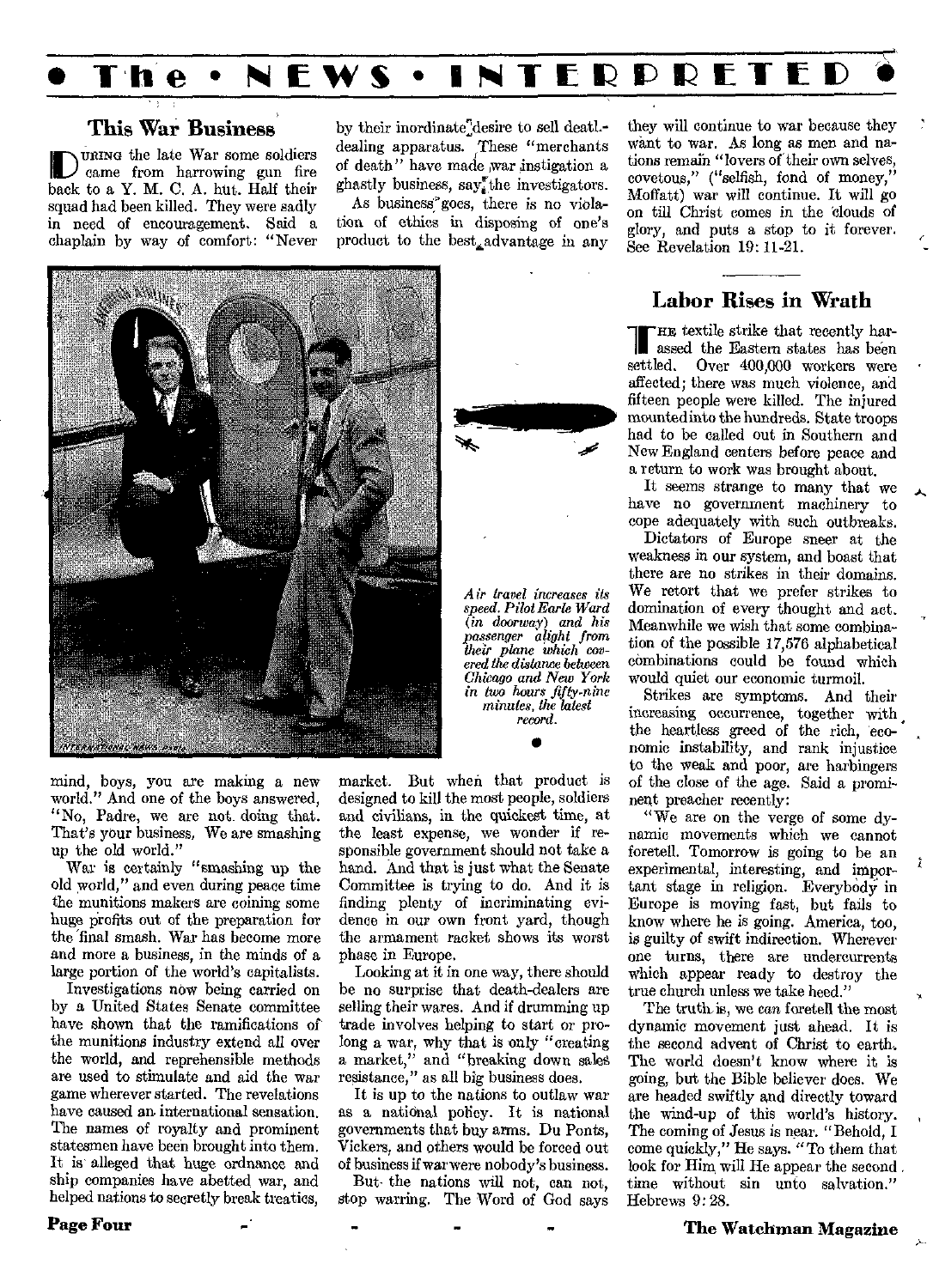# The • NEWS • INTERPRETED

## This War Business

During the late War some soldiers came from harrowing gun fire back to a Y. M. C. A. hut. Half their squad had been killed. They were sadly in need of encouragement. Said a chaplain by way of comfort: "Never mind, boys, you are making a new world." And one of the boys answered, "No, Padre, we are not doing that. That's your business. We are smashing up the old world."

War is certainly "smashing up the old world," and even during peace time the munitions makers are coining some huge profits out of the preparation for the final smash. War has become more and more a business, in the minds of a large portion of the world's capitalists.

Investigations now being carried on by a United States Senate committee have shown that the ramifications of the munitions industry extend all over the world, and reprehensible methods are used to stimulate and aid the war game wherever started. The revelations have caused an international sensation. The names of royalty and prominent statesmen have been brought into them. It is alleged that huge ordnance and ship companies have abetted war, and helped nations to secretly break treaties, by their inordinate desire to sell death-dealing apparatus. These "merchants of death" have made war instigation a ghastly business, say the investigators.

As business goes, there is no violation of ethics in disposing of one's product to the best advantage in any market. But when that product is designed to kill the most people, soldiers and civilians, in the quickest time, at the least expense, we wonder if responsible government should not take a hand. And that is just what the Senate Committee is trying to do. And it is finding plenty of incriminating evidence in our own front yard, though the armament racket shows its worst phase in Europe.

Looking at it in one way, there should be no surprise that death-dealers are selling their wares. And if drumming up trade involves helping to start or prolong a war, why that is only "creating a market," and "breaking down sales resistance," as all big business does.

It is up to the nations to outlaw war as a national policy. It is national governments that buy arms. Du Ponts, Vickers, and others would be forced out of business if war were nobody's business.

But the nations will not, can not, stop warring. The Word of God says they will continue to war because they want to war. As long as men and nations remain "lovers of their own selves, covetous," ("selfish, fond of money," Moffatt) war will continue. It will go on till Christ comes in the clouds of glory, and puts a stop to it forever. See Revelation 19: 11-21.

*Air travel increases its speed. Pilot Earle Ward (in doorway) and his passenger alight from their plane which covered the distance between Chicago and New York in two hours fifty-nine minutes, the latest record.*

## Labor Rises in Wrath

The textile strike that recently harassed the Eastern states has been settled. Over 400,000 workers were affected; there was much violence, and fifteen people were killed. The injured mounted into the hundreds. State troops had to be called out in Southern and New England centers before peace and a return to work was brought about.

It seems strange to many that we have no government machinery to cope adequately with such outbreaks.

Dictators of Europe sneer at the weakness in our system, and boast that there are no strikes in their domains. We retort that we prefer strikes to domination of every thought and act. Meanwhile we wish that some combination of the possible 17,576 alphabetical combinations could be found which would quiet our economic turmoil.

Strikes are symptoms. And their increasing occurrence, together with the heartless greed of the rich, economic instability, and rank injustice to the weak and poor, are harbingers of the close of the age. Said a prominent preacher recently:

"We are on the verge of some dynamic movements which we cannot foretell. Tomorrow is going to be an experimental, interesting, and important stage in religion. Everybody in Europe is moving fast, but fails to know where he is going. America, too, is guilty of swift indirection. Wherever one turns, there are undercurrents which appear ready to destroy the true church unless we take heed."

The truth is, we *can* foretell the most dynamic movement just ahead. It is the second advent of Christ to earth. The world doesn't know where it is going, but the Bible believer does. We are headed swiftly and directly toward the wind-up of this world's history. The coming of Jesus is near. "Behold, I come quickly," He says. "To them that look for Him will He appear the second time without sin unto salvation." Hebrews 9: 28.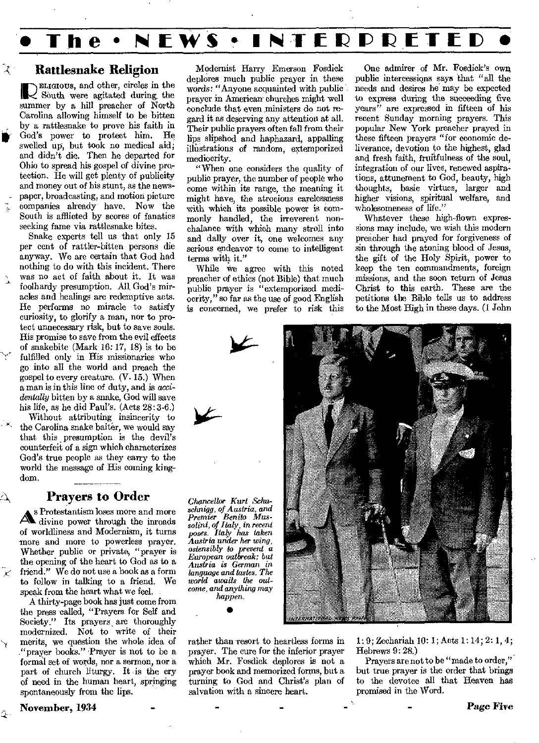# The • NEWS • INTERPRETED

## Rattlesnake Religion

RELIGIOUS, and other, circles in the South were agitated during the summer by a hill preacher of North Carolina allowing himself to be bitten by a rattlesnake to prove his faith in God's power to protect him. He swelled up, but took no medical aid; and didn't die. Then he departed for Ohio to spread his gospel of divine protection. He will get plenty of publicity and money out of his stunt, as the newspaper, broadcasting, and motion picture companies already have. Now the South is afflicted by scores of fanatics seeking fame via rattlesnake bites.

Snake experts tell us that only 15 per cent of rattler-bitten persons die anyway. We are certain that God had nothing to do with this incident. There was no act of faith about it. It was foolhardy presumption. All God's miracles and healings are redemptive acts. He performs no miracle to satisfy curiosity, to glorify a man, nor to protect unnecessary risk, but to save souls. His promise to save from the evil effects of snakebite (Mark 16:17, 18) is to be fulfilled only in His missionaries who go into all the world and preach the gospel to every creature. (V. 15.) When a man is in this line of duty, and is *accidentally* bitten by a snake, God will save his life, as he did Paul's. (Acts 28:3-6.)

Without attributing insincerity to the Carolina snake baiter, we would say that this presumption is the devil's counterfeit of a sign which characterizes God's true people as they carry to the world the message of His coming kingdom.

## Prayers to Order

As Protestantism loses more and more divine power through the inroads of worldliness and Modernism, it turns more and more to powerless prayer. Whether public or private, "prayer is the opening of the heart to God as to a friend." We do not use a book as a form to follow in talking to a friend. We speak from the heart what we feel.

A thirty-page book has just come from the press called, "Prayers for Self and Society." Its prayers are thoroughly modernized. Not to write of their merits, we question the whole idea of "prayer books." Prayer is not to be a formal set of words, nor a sermon, nor a part of church liturgy. It is the cry of need in the human heart, springing spontaneously from the lips.

Modernist Harry Emerson Fosdick deplores much public prayer in these words: "Anyone acquainted with public prayer in American churches might well conclude that even ministers do not regard it as deserving any attention at all. Their public prayers often fall from their lips slipshod and haphazard, appalling illustrations of random, extemporized mediocrity.

"When one considers the quality of public prayer, the number of people who come within its range, the meaning it might have, the atrocious carelessness with which its possible power is commonly handled, the irreverent nonchalance with which many stroll into and dally over it, one welcomes any serious endeavor to come to intelligent terms with it."

While we agree with this noted preacher of ethics (not Bible) that much public prayer is "extemporized mediocrity," so far as the use of good English is concerned, we prefer to risk this rather than resort to heartless forms in prayer. The cure for the inferior prayer which Mr. Fosdick deplores is not a prayer book and memorized forms, but a turning to God and Christ's plan of salvation with a sincere heart.

One admirer of Mr. Fosdick's own public intercessions says that "all the needs and desires he may be expected to express during the succeeding five years" are expressed in fifteen of his recent Sunday morning prayers. This popular New York preacher prayed in these fifteen prayers "for economic deliverance, devotion to the highest, glad and fresh faith, fruitfulness of the soul, integration of our lives, renewed aspirations, attunement to God, beauty, high thoughts, basic virtues, larger and higher visions, spiritual welfare, and wholesomeness of life."

Whatever these high-flown expressions may include, we wish this modern preacher had prayed for forgiveness of sin through the atoning blood of Jesus, the gift of the Holy Spirit, power to keep the ten commandments, foreign missions, and the soon return of Jesus Christ to this earth. These are the petitions the Bible tells us to address to the Most High in these days. (1 John 1:9; Zechariah 10:1; Acts 1:14; 2:1, 4; Hebrews 9:28.)

Prayers are not to be "made to order," but true prayer is the order that brings to the devotee all that Heaven has promised in the Word.

*Chancellor Kurt Schuschnigg, of Austria, and Premier Benito Mussolini, of Italy, in recent poses. Italy has taken Austria under her wing, ostensibly to prevent a European outbreak; but Austria is German in language and tastes. The world awaits the outcome, and anything may happen.*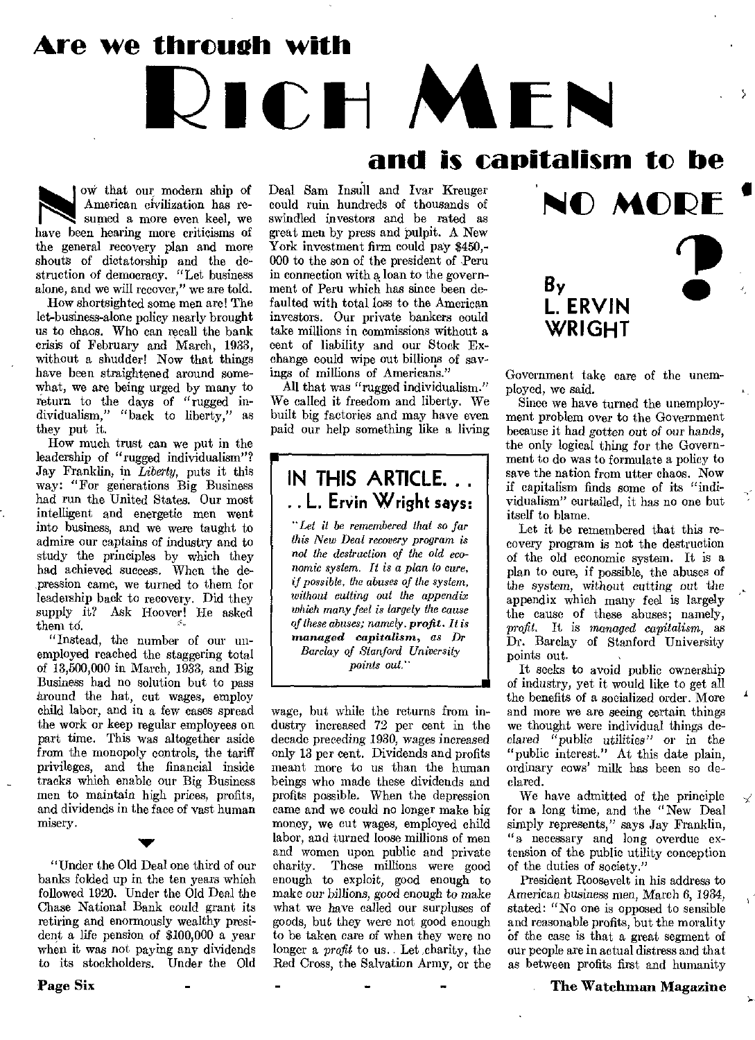# Are we through with RICH MEN and is capitalism to be NO MORE?

**By L. ERVIN WRIGHT**

Now that our modern ship of American civilization has resumed a more even keel, we have been hearing more criticisms of the general recovery plan and more shouts of dictatorship and the destruction of democracy. "Let business alone, and we will recover," we are told.

How shortsighted some men are! The let-business-alone policy nearly brought us to chaos. Who can recall the bank crisis of February and March, 1933, without a shudder! Now that things have been straightened around somewhat, we are being urged by many to return to the days of "rugged individualism," "back to liberty," as they put it.

How much trust can we put in the leadership of "rugged individualism"? Jay Franklin, in *Liberty*, puts it this way: "For generations Big Business had run the United States. Our most intelligent and energetic men went into business, and we were taught to admire our captains of industry and to study the principles by which they had achieved success. When the depression came, we turned to them for leadership back to recovery. Did they supply it? Ask Hoover! He asked them to.

"Instead, the number of our unemployed reached the staggering total of 13,500,000 in March, 1933, and Big Business had no solution but to pass around the hat, cut wages, employ child labor, and in a few cases spread the work or keep regular employees on part time. This was altogether aside from the monopoly controls, the tariff privileges, and the financial inside tracks which enable our Big Business men to maintain high prices, profits, and dividends in the face of vast human misery.

"Under the Old Deal one third of our banks folded up in the ten years which followed 1920. Under the Old Deal the Chase National Bank could grant its retiring and enormously wealthy president a life pension of $100,000 a year when it was not paying any dividends to its stockholders. Under the Old Deal Sam Insull and Ivar Kreuger could ruin hundreds of thousands of swindled investors and be rated as great men by press and pulpit. A New York investment firm could pay $450,000 to the son of the president of Peru in connection with a loan to the government of Peru which has since been defaulted with total loss to the American investors. Our private bankers could take millions in commissions without a cent of liability and our Stock Exchange could wipe out billions of savings of millions of Americans."

All that was "rugged individualism." We called it freedom and liberty. We built big factories and may have even paid our help something like a living wage, but while the returns from industry increased 72 per cent in the decade preceding 1930, wages increased only 13 per cent. Dividends and profits meant more to us than the human beings who made these dividends and profits possible. When the depression came and we could no longer make big money, we cut wages, employed child labor, and turned loose millions of men and women upon public and private charity. These millions were good enough to exploit, good enough to make our billions, good enough to make what we have called our surpluses of goods, but they were not good enough to be taken care of when they were no longer a *profit* to us. Let charity, the Red Cross, the Salvation Army, or the Government take care of the unemployed, we said.

> **IN THIS ARTICLE. . . . L. Ervin Wright says:**
>
> *"Let it be remembered that so far this New Deal recovery program is not the destruction of the old economic system. It is a plan to cure, if possible, the abuses of the system, without cutting out the appendix which many feel is largely the cause of these abuses; namely,* ***profit****. It is* ***managed capitalism****, as Dr Barclay of Stanford University points out."*

Since we have turned the unemployment problem over to the Government because it had gotten out of our hands, the only logical thing for the Government to do was to formulate a policy to save the nation from utter chaos. Now if capitalism finds some of its "individualism" curtailed, it has no one but itself to blame.

Let it be remembered that this recovery program is not the destruction of the old economic system. It is a plan to cure, if possible, the abuses of the system, without cutting out the appendix which many feel is largely the cause of these abuses; namely, *profit*. It is *managed capitalism*, as Dr. Barclay of Stanford University points out.

It seeks to avoid public ownership of industry, yet it would like to get all the benefits of a socialized order. More and more we are seeing certain things we thought were individual things declared "public utilities" or in the "public interest." At this date plain, ordinary cows' milk has been so declared.

We have admitted of the principle for a long time, and the "New Deal simply represents," says Jay Franklin, "a necessary and long overdue extension of the public utility conception of the duties of society."

President Roosevelt in his address to American business men, March 6, 1934, stated: "No one is opposed to sensible and reasonable profits, but the morality of the case is that a great segment of our people are in actual distress and that as between profits first and humanity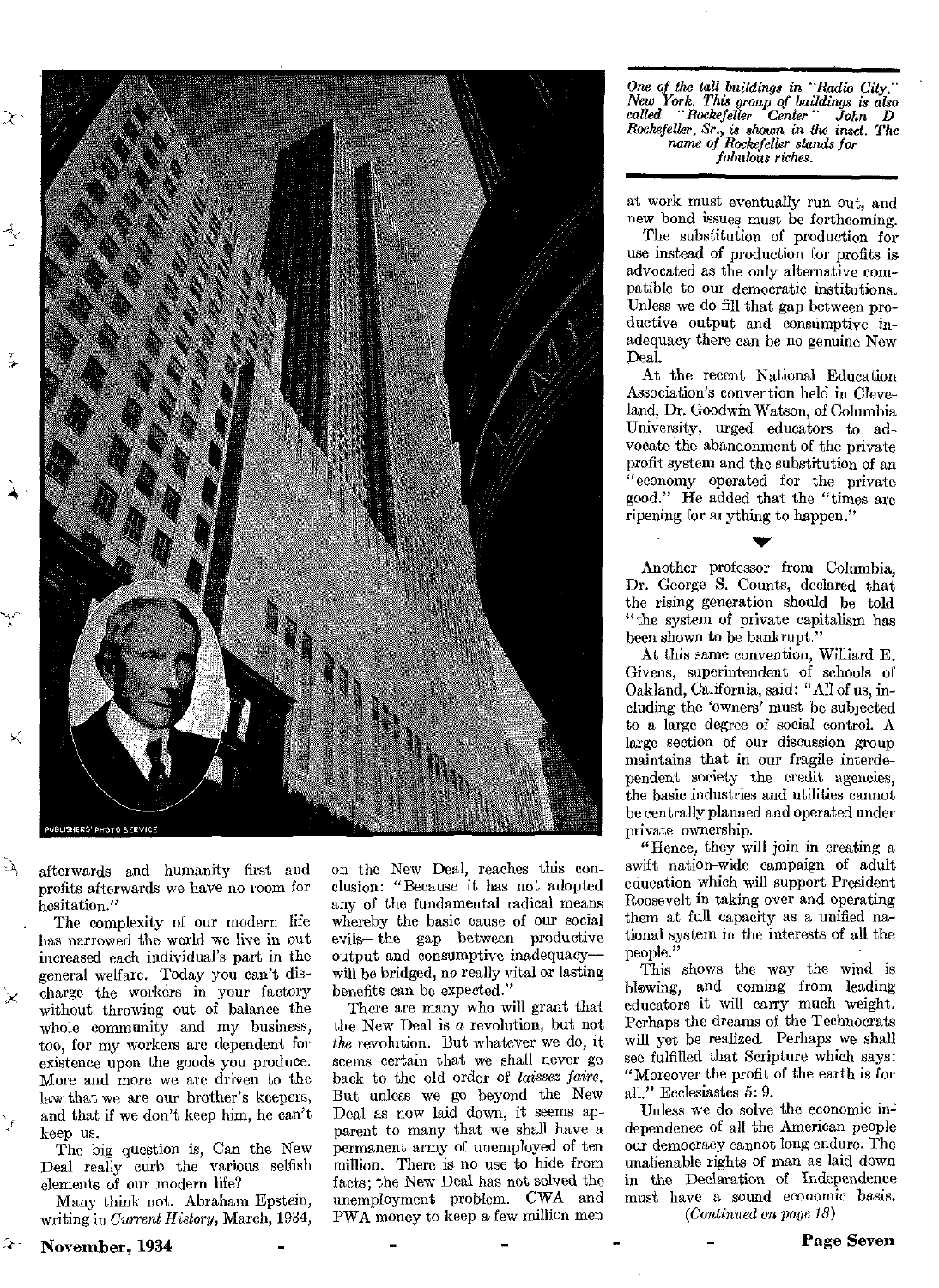*One of the tall buildings in "Radio City," New York. This group of buildings is also called "Rockefeller Center" John D Rockefeller, Sr., is shown in the inset. The name of Rockefeller stands for fabulous riches.*

afterwards and humanity first and profits afterwards we have no room for hesitation."

The complexity of our modern life has narrowed the world we live in but increased each individual's part in the general welfare. Today you can't discharge the workers in your factory without throwing out of balance the whole community and my business, too, for my workers are dependent for existence upon the goods you produce. More and more we are driven to the law that we are our brother's keepers, and that if we don't keep him, he can't keep us.

The big question is, Can the New Deal really curb the various selfish elements of our modern life?

Many think not. Abraham Epstein, writing in *Current History*, March, 1934, on the New Deal, reaches this conclusion: "Because it has not adopted any of the fundamental radical means whereby the basic cause of our social evils—the gap between productive output and consumptive inadequacy—will be bridged, no really vital or lasting benefits can be expected."

There are many who will grant that the New Deal is *a* revolution, but not *the* revolution. But whatever we do, it seems certain that we shall never go back to the old order of *laissez faire*. But unless we go beyond the New Deal as now laid down, it seems apparent to many that we shall have a permanent army of unemployed of ten million. There is no use to hide from facts; the New Deal has not solved the unemployment problem. CWA and PWA money to keep a few million men at work must eventually run out, and new bond issues must be forthcoming.

The substitution of production for use instead of production for profits is advocated as the only alternative compatible to our democratic institutions. Unless we do fill that gap between productive output and consumptive inadequacy there can be no genuine New Deal.

At the recent National Education Association's convention held in Cleveland, Dr. Goodwin Watson, of Columbia University, urged educators to advocate the abandonment of the private profit system and the substitution of an "economy operated for the private good." He added that the "times are ripening for anything to happen."

Another professor from Columbia, Dr. George S. Counts, declared that the rising generation should be told "the system of private capitalism has been shown to be bankrupt."

At this same convention, Williard E. Givens, superintendent of schools of Oakland, California, said: "All of us, including the 'owners' must be subjected to a large degree of social control. A large section of our discussion group maintains that in our fragile interdependent society the credit agencies, the basic industries and utilities cannot be centrally planned and operated under private ownership.

"Hence, they will join in creating a swift nation-wide campaign of adult education which will support President Roosevelt in taking over and operating them at full capacity as a unified national system in the interests of all the people."

This shows the way the wind is blowing, and coming from leading educators it will carry much weight. Perhaps the dreams of the Technocrats will yet be realized. Perhaps we shall see fulfilled that Scripture which says: "Moreover the profit of the earth is for all." Ecclesiastes 5: 9.

Unless we do solve the economic independence of all the American people our democracy cannot long endure. The unalienable rights of man as laid down in the Declaration of Independence must have a sound economic basis.

*(Continued on page 18)*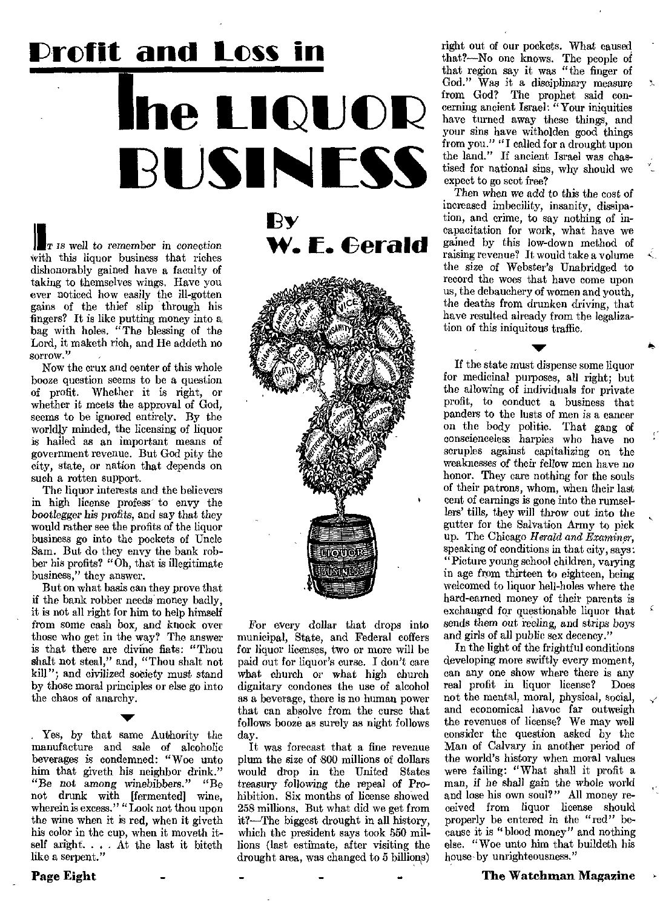# Profit and Loss in The LIQUOR BUSINESS

## By W. E. Gerald

It is well to remember in conection with this liquor business that riches dishonorably gained have a faculty of taking to themselves wings. Have you ever noticed how easily the ill-gotten gains of the thief slip through his fingers? It is like putting money into a bag with holes. "The blessing of the Lord, it maketh rich, and He addeth no sorrow."

Now the crux and center of this whole booze question seems to be a question of profit. Whether it is right, or whether it meets the approval of God, seems to be ignored entirely. By the worldly minded, the licensing of liquor is hailed as an important means of government revenue. But God pity the city, state, or nation that depends on such a rotten support.

The liquor interests and the believers in high license profess to envy the *bootlegger his profits*, and say that they would rather see the profits of the liquor business go into the pockets of Uncle Sam. But do they envy the bank robber his profits? "Oh, that is illegitimate business," they answer.

But on what basis can they prove that if the bank robber needs money badly, it is not all right for him to help himself from some cash box, and knock over those who get in the way? The answer is that there are divine fiats: "Thou shalt not steal," and, "Thou shalt not kill"; and civilized society must stand by those moral principles or else go into the chaos of anarchy.

Yes, by that same Authority the manufacture and sale of alcoholic beverages is condemned: "Woe unto him that giveth his neighbor drink." "Be not among winebibbers." "Be not drunk with [fermented] wine, wherein is excess." "Look not thou upon the wine when it is red, when it giveth his color in the cup, when it moveth itself aright. . . . At the last it biteth like a serpent."

For every dollar that drops into municipal, State, and Federal coffers for liquor licenses, two or more will be paid out for liquor's curse. I don't care what church or what high church dignitary condones the use of alcohol as a beverage, there is no human power that can absolve from the curse that follows booze as surely as night follows day.

It was forecast that a fine revenue plum the size of 800 millions of dollars would drop in the United States treasury following the repeal of Prohibition. Six months of license showed 258 millions. But what did we get from it?—The biggest drought in all history, which the president says took 550 millions (last estimate, after visiting the drought area, was changed to 5 billions) right out of our pockets. What caused that?—No one knows. The people of that region say it was "the finger of God." Was it a disciplinary measure from God? The prophet said concerning ancient Israel: "Your iniquities have turned away these things, and your sins have witholden good things from you." "I called for a drought upon the land." If ancient Israel was chastised for national sins, why should we expect to go scot free?

Then when we add to this the cost of increased imbecility, insanity, dissipation, and crime, to say nothing of incapacitation for work, what have we gained by this low-down method of raising revenue? It would take a volume the size of Webster's Unabridged to record the woes that have come upon us, the debauchery of women and youth, the deaths from drunken driving, that have resulted already from the legalization of this iniquitous traffic.

If the state must dispense some liquor for medicinal purposes, all right; but the allowing of individuals for private profit, to conduct a business that panders to the lusts of men is a cancer on the body politic. That gang of conscienceless harpies who have no scruples against capitalizing on the weaknesses of their fellow men have no honor. They care nothing for the souls of their patrons, whom, when their last cent of earnings is gone into the rumsellers' tills, they will throw out into the gutter for the Salvation Army to pick up. The Chicago *Herald and Examiner*, speaking of conditions in that city, says: "Picture young school children, varying in age from thirteen to eighteen, being welcomed to liquor hell-holes where the hard-earned money of their parents is exchanged for questionable liquor that sends *them out* reeling, and strips boys and girls of all public sex decency."

In the light of the frightful conditions developing more swiftly every moment, can any one show where there is any real profit in liquor license? Does not the mental, moral, physical, social, and economical havoc far outweigh the revenues of license? We may well consider the question asked by the Man of Calvary in another period of the world's history when moral values were failing: "What shall it profit a man, if he shall gain the whole world and lose his own soul?" All money received from liquor license should properly be entered in the "red" because it is "blood money" and nothing else. "Woe unto him that buildeth his house by unrighteousness."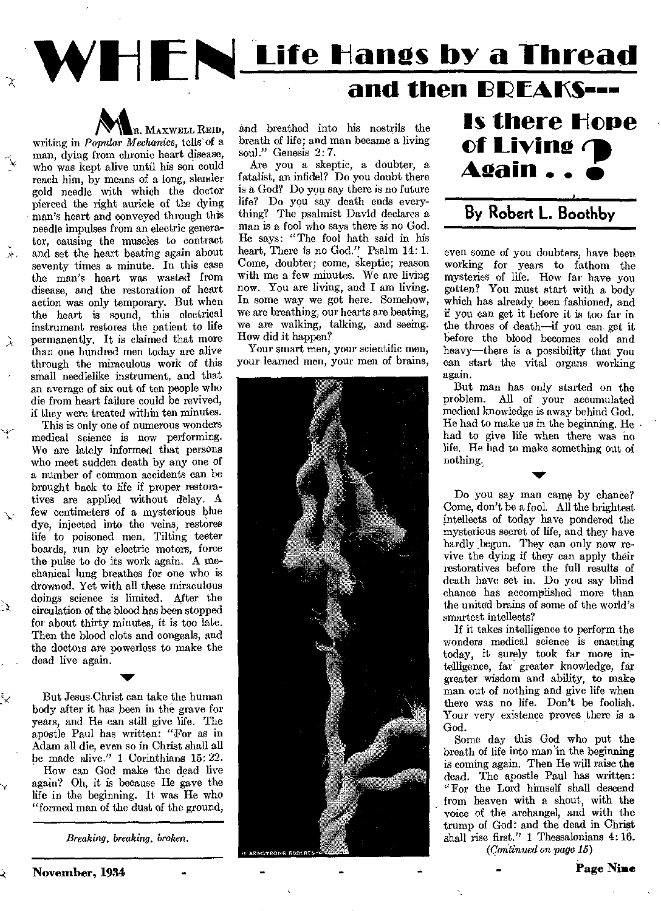# WHEN Life Hangs by a Thread and then BREAKS— Is there Hope of Living Again . . ?

## By Robert L. Boothby

Mr. Maxwell Reid, writing in *Popular Mechanics*, tells of a man, dying from chronic heart disease, who was kept alive until his son could reach him, by means of a long, slender gold needle with which the doctor pierced the right auricle of the dying man's heart and conveyed through this needle impulses from an electric generator, causing the muscles to contract and set the heart beating again about seventy times a minute. In this case the man's heart was wasted from disease, and the restoration of heart action was only temporary. But when the heart is sound, this electrical instrument restores the patient to life permanently. It is claimed that more than one hundred men today are alive through the miraculous work of this small needlelike instrument, and that an average of six out of ten people who die from heart failure could be revived, if they were treated within ten minutes.

This is only one of numerous wonders medical science is now performing. We are lately informed that persons who meet sudden death by any one of a number of common accidents can be brought back to life if proper restoratives are applied without delay. A few centimeters of a mysterious blue dye, injected into the veins, restores life to poisoned men. Tilting teeter boards, run by electric motors, force the pulse to do its work again. A mechanical lung breathes for one who is drowned. Yet with all these miraculous doings science is limited. After the circulation of the blood has been stopped for about thirty minutes, it is too late. Then the blood clots and congeals, and the doctors are powerless to make the dead live again.

But Jesus Christ can take the human body after it has been in the grave for years, and He can still give life. The apostle Paul has written: "For as in Adam all die, even so in Christ shall all be made alive." 1 Corinthians 15: 22.

How can God make the dead live again? Oh, it is because He gave the life in the beginning. It was He who "formed man of the dust of the ground, and breathed into his nostrils the breath of life; and man became a living soul." Genesis 2: 7.

Are you a skeptic, a doubter, a fatalist, an infidel? Do you doubt there is a God? Do you say there is no future life? Do you say death ends everything? The psalmist David declares a man is a fool who says there is no God. He says: "The fool hath said in his heart, There is no God." Psalm 14: 1. Come, doubter; come, skeptic; reason with me a few minutes. We are living now. You are living, and I am living. In some way we got here. Somehow, we are breathing, our hearts are beating, we are walking, talking, and seeing. How did it happen?

Your smart men, your scientific men, your learned men, your men of brains, even some of you doubters, have been working for years to fathom the mysteries of life. How far have you gotten? You must start with a body which has already been fashioned, and if you can get it before it is too far in the throes of death—if you can get it before the blood becomes cold and heavy—there is a possibility that you can start the vital organs working again.

*Breaking, breaking, broken.*

But man has only started on the problem. All of your accumulated medical knowledge is away behind God. He had to make us in the beginning. He had to give life when there was no life. He had to make something out of nothing.

Do you say man came by chance? Come, don't be a fool. All the brightest intellects of today have pondered the mysterious secret of life, and they have hardly begun. They can only now revive the dying if they can apply their restoratives before the full results of death have set in. Do you say blind chance has accomplished more than the united brains of some of the world's smartest intellects?

If it takes intelligence to perform the wonders medical science is enacting today, it surely took far more intelligence, far greater knowledge, far greater wisdom and ability, to make man out of nothing and give life when there was no life. Don't be foolish. Your very existence proves there is a God.

Some day this God who put the breath of life into man in the beginning is coming again. Then He will raise the dead. The apostle Paul has written: "For the Lord himself shall descend from heaven with a shout, with the voice of the archangel, and with the trump of God: and the dead in Christ shall rise first." 1 Thessalonians 4: 16.

*(Continued on page 15)*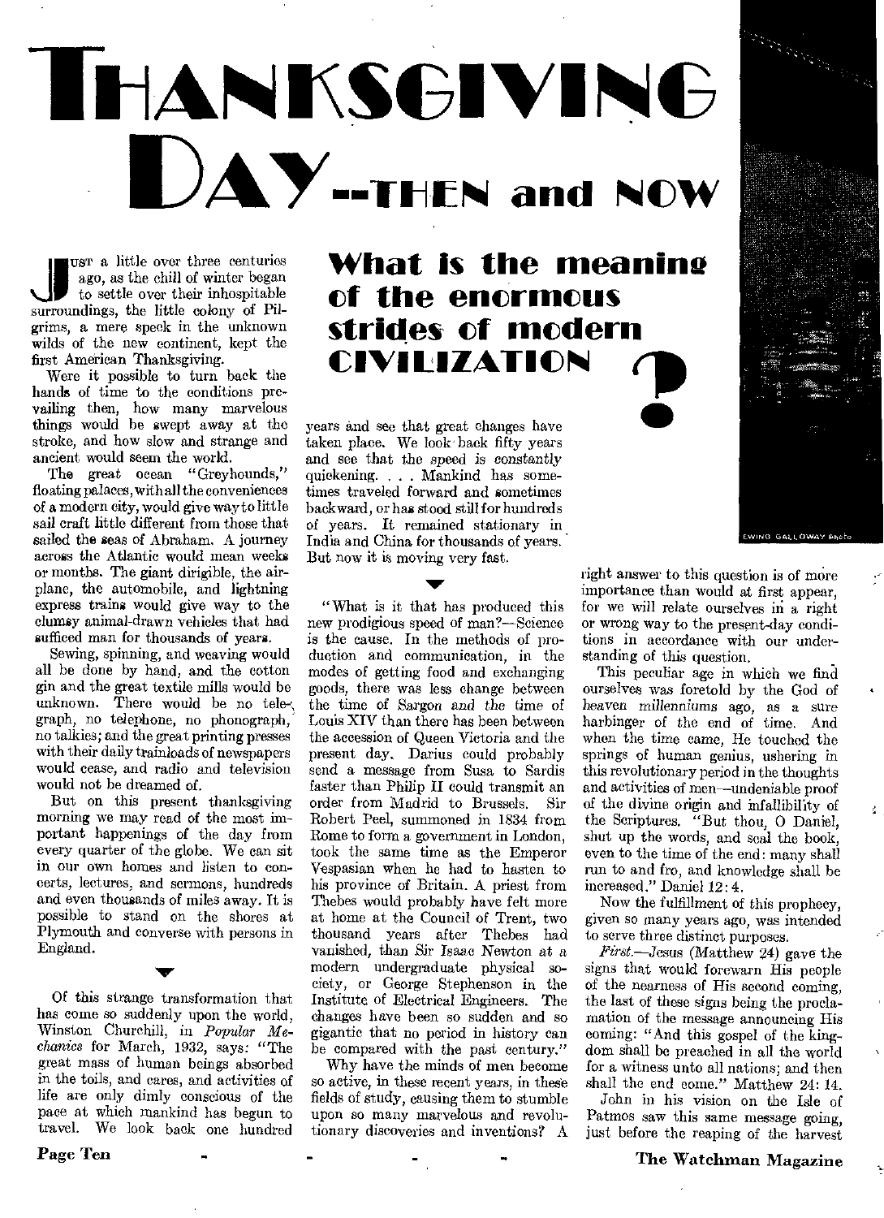# THANKSGIVING DAY—THEN and NOW

## What is the meaning of the enormous strides of modern CIVILIZATION?

JUST a little over three centuries ago, as the chill of winter began to settle over their inhospitable surroundings, the little colony of Pilgrims, a mere speck in the unknown wilds of the new continent, kept the first American Thanksgiving.

Were it possible to turn back the hands of time to the conditions prevailing then, how many marvelous things would be swept away at the stroke, and how slow and strange and ancient would seem the world.

The great ocean "Greyhounds," floating palaces, with all the conveniences of a modern city, would give way to little sail craft little different from those that sailed the seas of Abraham. A journey across the Atlantic would mean weeks or months. The giant dirigible, the airplane, the automobile, and lightning express trains would give way to the clumsy animal-drawn vehicles that had sufficed man for thousands of years.

Sewing, spinning, and weaving would all be done by hand, and the cotton gin and the great textile mills would be unknown. There would be no telegraph, no telephone, no phonograph, no talkies; and the great printing presses with their daily trainloads of newspapers would cease, and radio and television would not be dreamed of.

But on this present thanksgiving morning we may read of the most important happenings of the day from every quarter of the globe. We can sit in our own homes and listen to concerts, lectures, and sermons, hundreds and even thousands of miles away. It is possible to stand on the shores at Plymouth and converse with persons in England.

Of this strange transformation that has come so suddenly upon the world, Winston Churchill, in *Popular Mechanics* for March, 1932, says: "The great mass of human beings absorbed in the toils, and cares, and activities of life are only dimly conscious of the pace at which mankind has begun to travel. We look back one hundred years and see that great changes have taken place. We look back fifty years and see that the speed is constantly quickening. . . . Mankind has sometimes traveled forward and sometimes backward, or has stood still for hundreds of years. It remained stationary in India and China for thousands of years. But now it is moving very fast.

"What is it that has produced this new prodigious speed of man?—Science is the cause. In the methods of production and communication, in the modes of getting food and exchanging goods, there was less change between the time of Sargon and the time of Louis XIV than there has been between the accession of Queen Victoria and the present day. Darius could probably send a message from Susa to Sardis faster than Philip II could transmit an order from Madrid to Brussels. Sir Robert Peel, summoned in 1834 from Rome to form a government in London, took the same time as the Emperor Vespasian when he had to hasten to his province of Britain. A priest from Thebes would probably have felt more at home at the Council of Trent, two thousand years after Thebes had vanished, than Sir Isaac Newton at a modern undergraduate physical society, or George Stephenson in the Institute of Electrical Engineers. The changes have been so sudden and so gigantic that no period in history can be compared with the past century."

Why have the minds of men become so active, in these recent years, in these fields of study, causing them to stumble upon so many marvelous and revolutionary discoveries and inventions? A right answer to this question is of more importance than would at first appear, for we will relate ourselves in a right or wrong way to the present-day conditions in accordance with our understanding of this question.

This peculiar age in which we find ourselves was foretold by the God of heaven millenniums ago, as a sure harbinger of the end of time. And when the time came, He touched the springs of human genius, ushering in this revolutionary period in the thoughts and activities of men—undeniable proof of the divine origin and infallibility of the Scriptures. "But thou, O Daniel, shut up the words, and seal the book, even to the time of the end: many shall run to and fro, and knowledge shall be increased." Daniel 12:4.

Now the fulfillment of this prophecy, given so many years ago, was intended to serve three distinct purposes.

*First.*—Jesus (Matthew 24) gave the signs that would forewarn His people of the nearness of His second coming, the last of these signs being the proclamation of the message announcing His coming: "And this gospel of the kingdom shall be preached in all the world for a witness unto all nations; and then shall the end come." Matthew 24:14.

John in his vision on the Isle of Patmos saw this same message going, just before the reaping of the harvest

EWING GALLOWAY Photo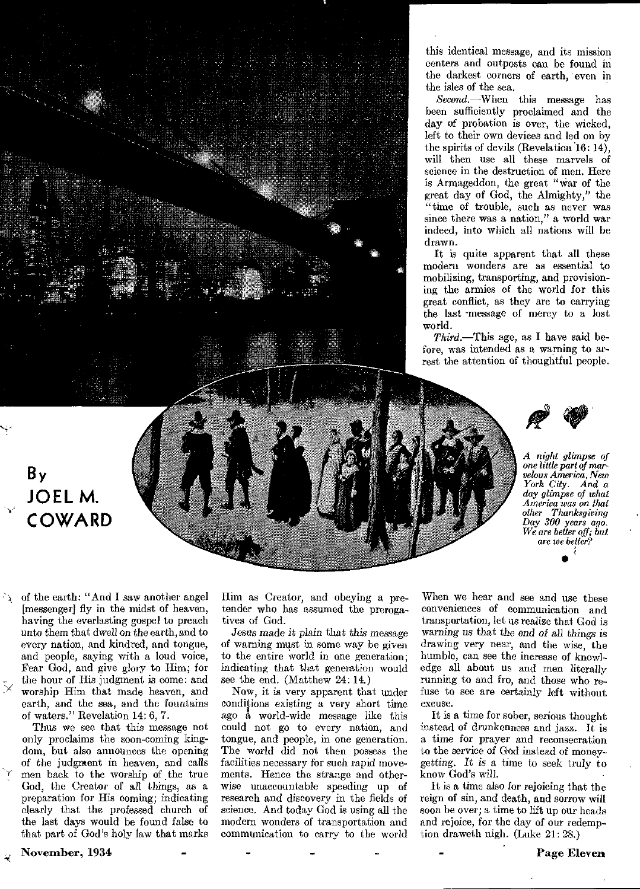this identical message, and its mission centers and outposts can be found in the darkest corners of earth, even in the isles of the sea.

*Second.*—When this message has been sufficiently proclaimed and the day of probation is over, the wicked, left to their own devices and led on by the spirits of devils (Revelation 16: 14), will then use all these marvels of science in the destruction of men. Here is Armageddon, the great "war of the great day of God, the Almighty," the "time of trouble, such as never was since there was a nation," a world war indeed, into which all nations will be drawn.

It is quite apparent that all these modern wonders are as essential to mobilizing, transporting, and provisioning the armies of the world for this great conflict, as they are to carrying the last message of mercy to a lost world.

*Third.*—This age, as I have said before, was intended as a warning to arrest the attention of thoughtful people.

By
JOEL M. COWARD

*A night glimpse of one little part of marvelous America, New York City. And a day glimpse of what America was on that other Thanksgiving Day 300 years ago. We are better off; but are we better?*

of the earth: "And I saw another angel [messenger] fly in the midst of heaven, having the everlasting gospel to preach unto them that dwell on the earth, and to every nation, and kindred, and tongue, and people, saying with a loud voice, Fear God, and give glory to Him; for the hour of His judgment is come: and worship Him that made heaven, and earth, and the sea, and the fountains of waters." Revelation 14: 6, 7.

Thus we see that this message not only proclaims the soon-coming kingdom, but also announces the opening of the judgment in heaven, and calls men back to the worship of the true God, the Creator of all things, as a preparation for His coming; indicating clearly that the professed church of the last days would be found false to that part of God's holy law that marks Him as Creator, and obeying a pretender who has assumed the prerogatives of God.

Jesus made it plain that this message of warning must in some way be given to the entire world in one generation; indicating that that generation would see the end. (Matthew 24: 14.)

Now, it is very apparent that under conditions existing a very short time ago a world-wide message like this could not go to every nation, and tongue, and people, in one generation. The world did not then possess the facilities necessary for such rapid movements. Hence the strange and otherwise unaccountable speeding up of research and discovery in the fields of science. And today God is using all the modern wonders of transportation and communication to carry to the world

When we hear and see and use these conveniences of communication and transportation, let us realize that God is warning us that the end of all things is drawing very near, and the wise, the humble, can see the increase of knowledge all about us and men literally running to and fro, and those who refuse to see are certainly left without excuse.

It is a time for sober, serious thought instead of drunkenness and jazz. It is a time for prayer and reconsecration to the service of God instead of money-getting. It is a time to seek truly to know God's will.

It is a time also for rejoicing that the reign of sin, and death, and sorrow will soon be over; a time to lift up our heads and rejoice, for the day of our redemption draweth nigh. (Luke 21: 28.)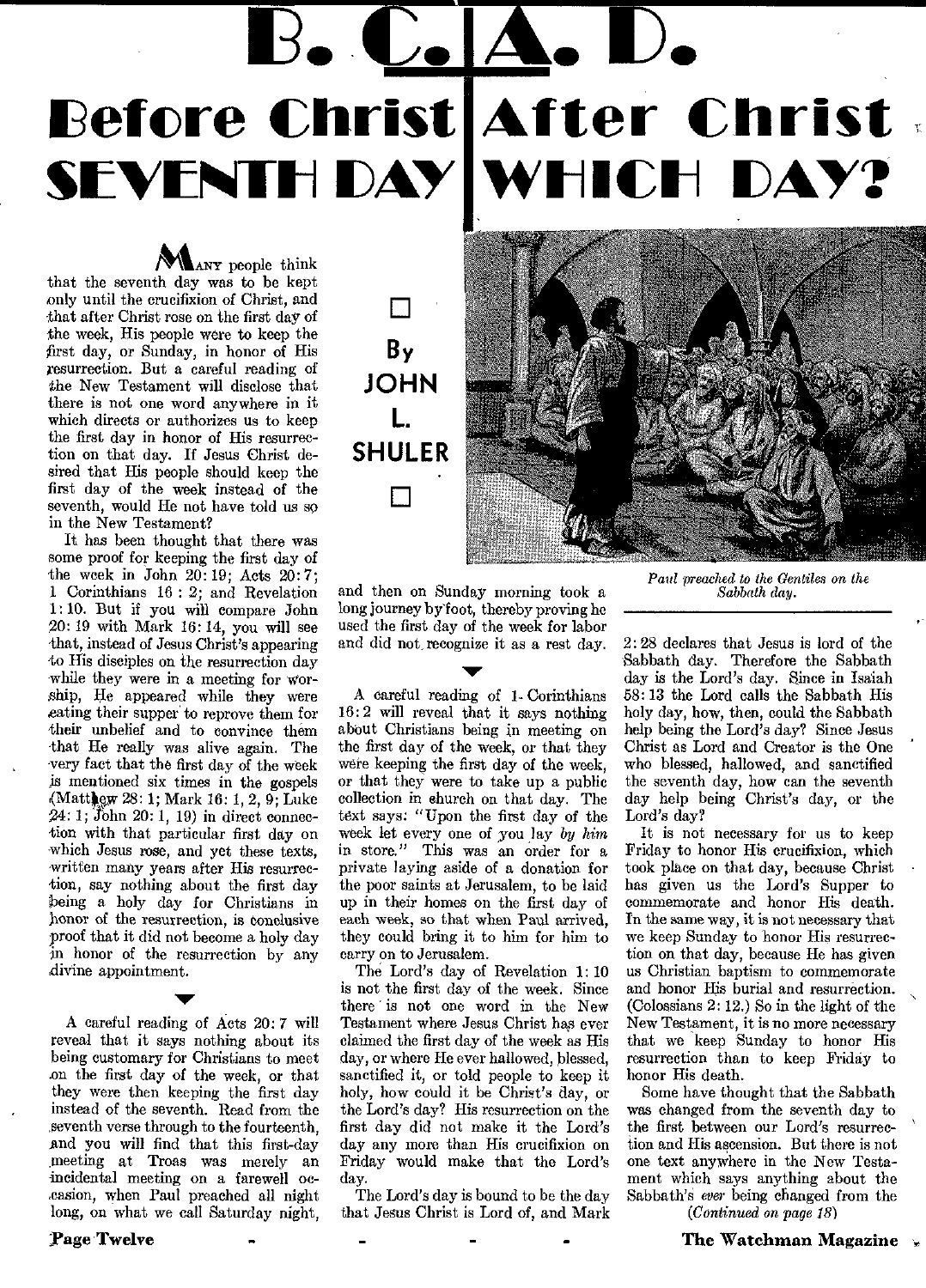# B. C. | A. D.

# Before Christ | After Christ

# SEVENTH DAY | WHICH DAY?

By JOHN L. SHULER

Many people think that the seventh day was to be kept only until the crucifixion of Christ, and that after Christ rose on the first day of the week, His people were to keep the first day, or Sunday, in honor of His resurrection. But a careful reading of the New Testament will disclose that there is not one word anywhere in it which directs or authorizes us to keep the first day in honor of His resurrection on that day. If Jesus Christ desired that His people should keep the first day of the week instead of the seventh, would He not have told us so in the New Testament?

It has been thought that there was some proof for keeping the first day of the week in John 20: 19; Acts 20: 7; 1 Corinthians 16 : 2; and Revelation 1: 10. But if you will compare John 20: 19 with Mark 16: 14, you will see that, instead of Jesus Christ's appearing to His disciples on the resurrection day while they were in a meeting for worship, He appeared while they were eating their supper to reprove them for their unbelief and to convince them that He really was alive again. The very fact that the first day of the week is mentioned six times in the gospels (Matthew 28: 1; Mark 16: 1, 2, 9; Luke 24: 1; John 20: 1, 19) in direct connection with that particular first day on which Jesus rose, and yet these texts, written many years after His resurrection, say nothing about the first day being a holy day for Christians in honor of the resurrection, is conclusive proof that it did not become a holy day in honor of the resurrection by any divine appointment.

A careful reading of Acts 20: 7 will reveal that it says nothing about its being customary for Christians to meet on the first day of the week, or that they were then keeping the first day instead of the seventh. Read from the seventh verse through to the fourteenth, and you will find that this first-day meeting at Troas was merely an incidental meeting on a farewell occasion, when Paul preached all night long, on what we call Saturday night, and then on Sunday morning took a long journey by foot, thereby proving he used the first day of the week for labor and did not recognize it as a rest day.

A careful reading of 1 Corinthians 16: 2 will reveal that it says nothing about Christians being in meeting on the first day of the week, or that they were keeping the first day of the week, or that they were to take up a public collection in church on that day. The text says: "Upon the first day of the week let every one of you lay *by him* in store." This was an order for a private laying aside of a donation for the poor saints at Jerusalem, to be laid up in their homes on the first day of each week, so that when Paul arrived, they could bring it to him for him to carry on to Jerusalem.

The Lord's day of Revelation 1: 10 is not the first day of the week. Since there is not one word in the New Testament where Jesus Christ has ever claimed the first day of the week as His day, or where He ever hallowed, blessed, sanctified it, or told people to keep it holy, how could it be Christ's day, or the Lord's day? His resurrection on the first day did not make it the Lord's day any more than His crucifixion on Friday would make that the Lord's day.

The Lord's day is bound to be the day that Jesus Christ is Lord of, and Mark 2: 28 declares that Jesus is lord of the Sabbath day. Therefore the Sabbath day is the Lord's day. Since in Isaiah 58: 13 the Lord calls the Sabbath His holy day, how, then, could the Sabbath help being the Lord's day? Since Jesus Christ as Lord and Creator is the One who blessed, hallowed, and sanctified the seventh day, how can the seventh day help being Christ's day, or the Lord's day?

*Paul preached to the Gentiles on the Sabbath day.*

It is not necessary for us to keep Friday to honor His crucifixion, which took place on that day, because Christ has given us the Lord's Supper to commemorate and honor His death. In the same way, it is not necessary that we keep Sunday to honor His resurrection on that day, because He has given us Christian baptism to commemorate and honor His burial and resurrection. (Colossians 2: 12.) So in the light of the New Testament, it is no more necessary that we keep Sunday to honor His resurrection than to keep Friday to honor His death.

Some have thought that the Sabbath was changed from the seventh day to the first between our Lord's resurrection and His ascension. But there is not one text anywhere in the New Testament which says anything about the Sabbath's *ever* being changed from the

*(Continued on page 18)*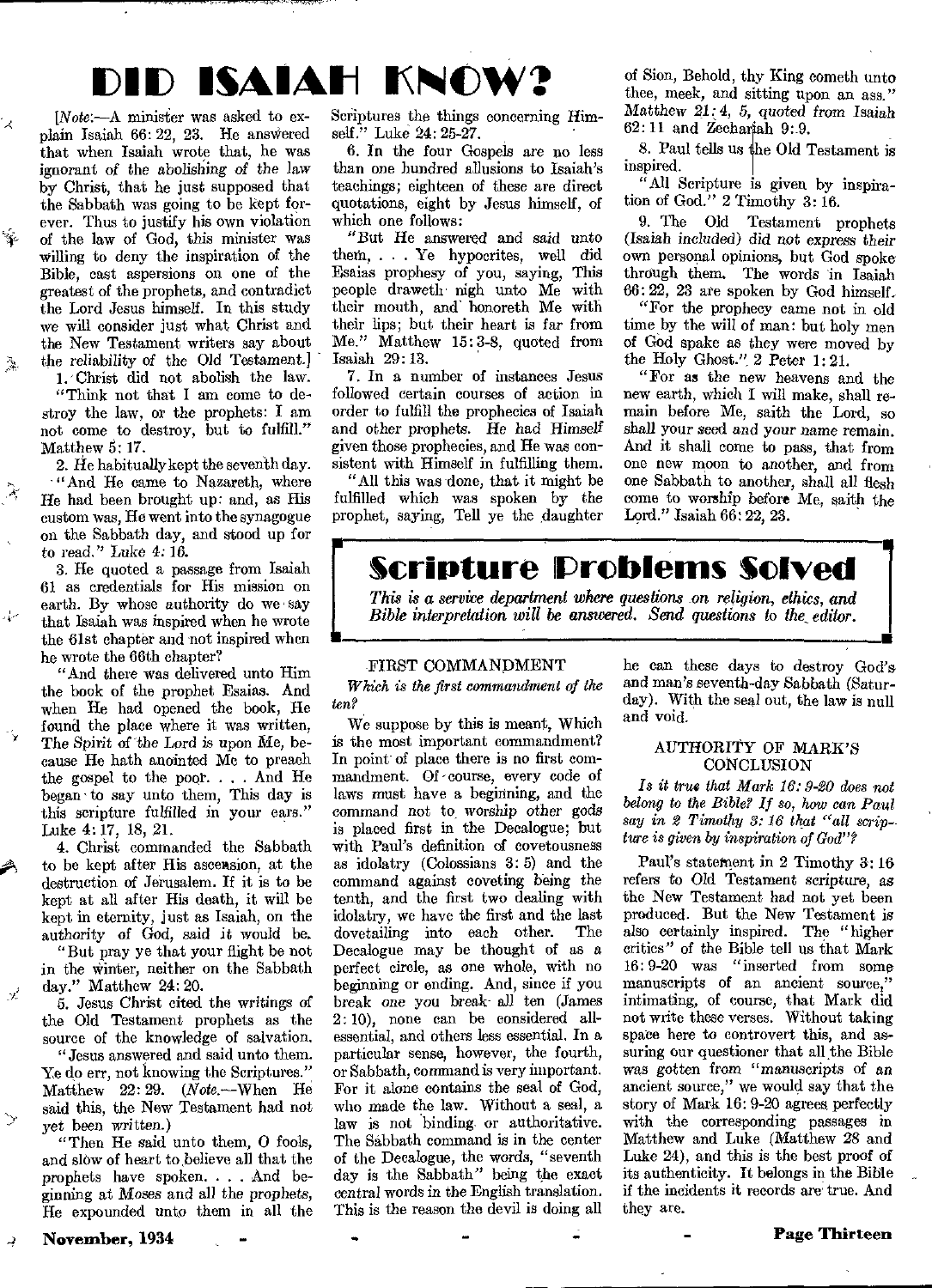# DID ISAIAH KNOW?

[*Note*:—A minister was asked to explain Isaiah 66: 22, 23. He answered that when Isaiah wrote that, he was ignorant of the *abolishing of the law* by Christ, that he just supposed that the Sabbath was going to be kept forever. Thus to justify his own violation of the law of God, this minister was willing to deny the inspiration of the Bible, cast aspersions on one of the greatest of the prophets, and contradict the Lord Jesus himself. In this study we will consider just what Christ and the New Testament writers say about the reliability of the Old Testament.]

1. Christ did not abolish the law.

"Think not that I am come to destroy the law, or the prophets: I am not come to destroy, but to fulfill." Matthew 5: 17.

2. He habitually kept the seventh day.

"And He came to Nazareth, where He had been brought up: and, as His custom was, He went into the synagogue on the Sabbath day, and stood up for to read." Luke 4: 16.

3. He quoted a passage from Isaiah 61 as credentials for His mission on earth. By whose authority do we say that Isaiah was inspired when he wrote the 61st chapter and not inspired when he wrote the 66th chapter?

"And there was delivered unto Him the book of the prophet Esaias. And when He had opened the book, He found the place where it was written, The Spirit of the Lord is upon Me, because He hath anointed Me to preach the gospel to the poor. . . . And He began to say unto them, This day is this scripture fulfilled in your ears." Luke 4: 17, 18, 21.

4. Christ commanded the Sabbath to be kept after His ascension, at the destruction of Jerusalem. If it is to be kept at all after His death, it will be kept in eternity, just as Isaiah, on the authority of God, said it would be.

"But pray ye that your flight be not in the winter, neither on the Sabbath day." Matthew 24: 20.

5. Jesus Christ cited the writings of the Old Testament prophets as the source of the knowledge of salvation.

"Jesus answered and said unto them. Ye do err, not knowing the Scriptures." Matthew 22: 29. (*Note*.—When He said this, the New Testament had not yet been written.)

"Then He said unto them, O fools, and slow of heart to believe all that the prophets have spoken. . . . And beginning at Moses and all the prophets, He expounded unto them in all the Scriptures the things concerning Himself." Luke 24: 25-27.

6. In the four Gospels are no less than one hundred allusions to Isaiah's teachings; eighteen of these are direct quotations, eight by Jesus himself, of which one follows:

"But He answered and said unto them, . . . Ye hypocrites, well did Esaias prophesy of you, saying, This people draweth nigh unto Me with their mouth, and honoreth Me with their lips; but their heart is far from Me." Matthew 15: 3-8, quoted from Isaiah 29: 13.

7. In a number of instances Jesus followed certain courses of action in order to fulfill the prophecies of Isaiah and other prophets. *He had Himself* given those prophecies, and He was consistent with Himself in fulfilling them.

"All this was done, that it might be fulfilled which was spoken by the prophet, saying, Tell ye the daughter of Sion, Behold, thy King cometh unto thee, meek, and sitting upon an ass." *Matthew 21: 4, 5, quoted from Isaiah* 62: 11 and Zechariah 9: 9.

8. Paul tells us the Old Testament is inspired.

"All Scripture is given by inspiration of God." 2 Timothy 3: 16.

9. The Old Testament prophets (*Isaiah included*) *did not express their own personal opinions*, but God spoke through them. The words in Isaiah 66: 22, 23 are spoken by God himself.

"For the prophecy came not in old time by the will of man: but holy men of God spake as they were moved by the Holy Ghost." 2 Peter 1: 21.

"For as the new heavens and the new earth, which I will make, shall remain before Me, saith the Lord, so shall your seed and your name remain. And it shall come to pass, that from one new moon to another, and from one Sabbath to another, shall all flesh come to worship before Me, saith the Lord." Isaiah 66: 22, 23.

# Scripture Problems Solved

*This is a service department where questions on religion, ethics, and Bible interpretation will be answered. Send questions to the editor.*

### FIRST COMMANDMENT

*Which is the first commandment of the ten?*

We suppose by this is meant, Which is the most important commandment? In point of place there is no first commandment. Of course, every code of laws must have a beginning, and the command not to worship other gods is placed first in the Decalogue; but with Paul's definition of covetousness as idolatry (Colossians 3: 5) and the command against coveting being the tenth, and the first two dealing with idolatry, we have the first and the last dovetailing into each other. The Decalogue may be thought of as a perfect circle, as one whole, with no beginning or ending. And, since if you break *one* you break *all* ten (James 2: 10), none can be considered all-essential, and others less essential. In a particular sense, however, the fourth, or Sabbath, command is very important. For it alone contains the seal of God, who made the law. Without a seal, a law is not binding or authoritative. The Sabbath command is in the center of the Decalogue, the words, "seventh day is the Sabbath" being the exact central words in the English translation. This is the reason the devil is doing all he can these days to destroy God's and man's seventh-day Sabbath (Saturday). With the seal out, the law is null and void.

### AUTHORITY OF MARK'S CONCLUSION

*Is it true that Mark 16: 9-20 does not belong to the Bible? If so, how can Paul say in 2 Timothy 3: 16 that "all scripture is given by inspiration of God"?*

Paul's statement in 2 Timothy 3: 16 refers to Old Testament scripture, as the New Testament had not yet been produced. But the New Testament is also certainly inspired. The "higher critics" of the Bible tell us that Mark 16: 9-20 was "inserted from some manuscripts of an ancient source," intimating, of course, that Mark did not write these verses. Without taking space here to controvert this, and assuring our questioner that all the Bible was gotten from "manuscripts of an ancient source," we would say that the story of Mark 16: 9-20 agrees perfectly with the corresponding passages in Matthew and Luke (Matthew 28 and Luke 24), and this is the best proof of its authenticity. It belongs in the Bible if the incidents it records are true. And they are.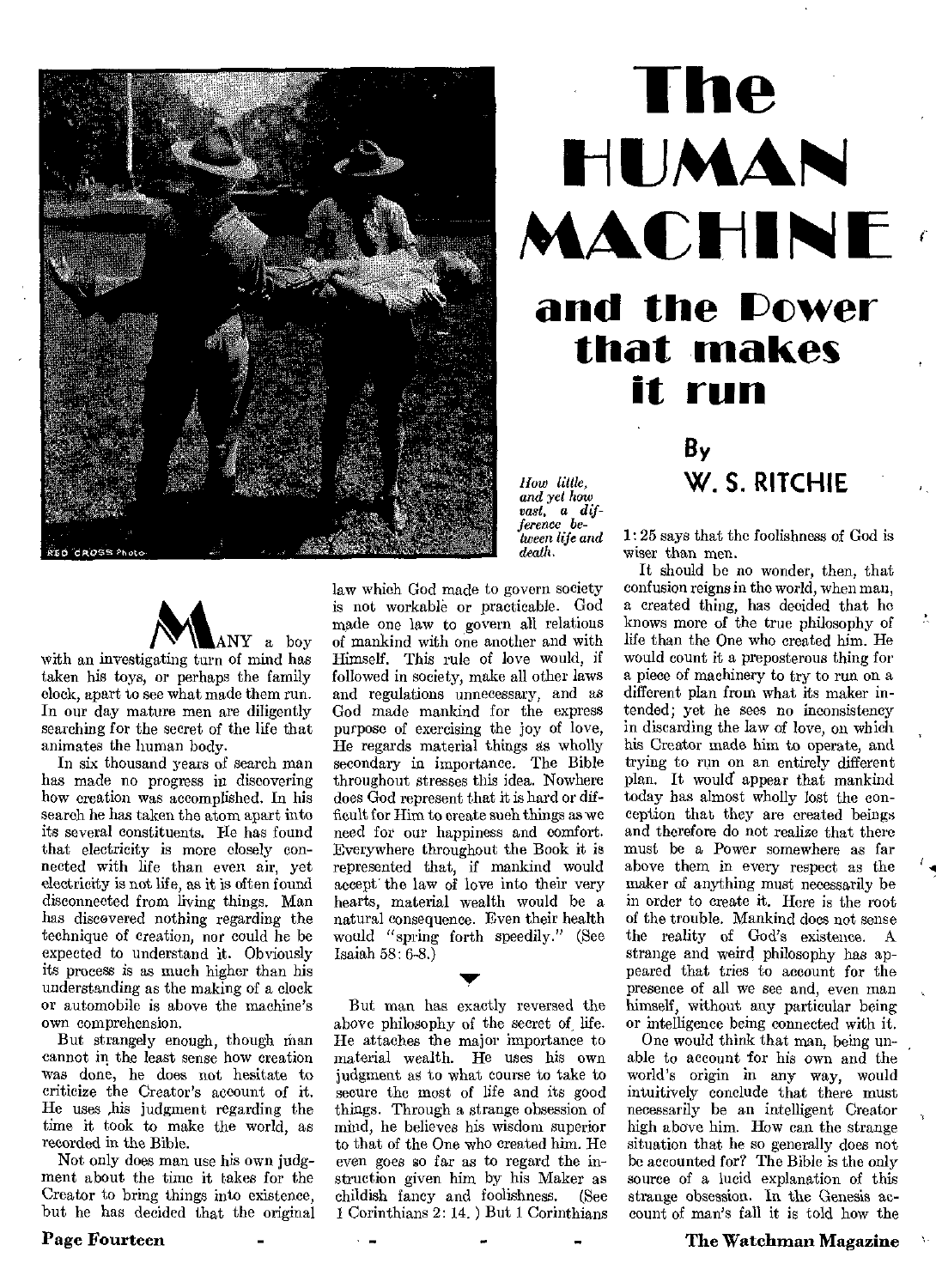# The HUMAN MACHINE and the Power that makes it run

By W. S. RITCHIE

*How little, and yet how vast, a difference between life and death.*

MANY a boy with an investigating turn of mind has taken his toys, or perhaps the family clock, apart to see what made them run. In our day mature men are diligently searching for the secret of the life that animates the human body.

In six thousand years of search man has made no progress in discovering how creation was accomplished. In his search he has taken the atom apart into its several constituents. He has found that electricity is more closely connected with life than even air, yet electricity is not life, as it is often found disconnected from living things. Man has discovered nothing regarding the technique of creation, nor could he be expected to understand it. Obviously its process is as much higher than his understanding as the making of a clock or automobile is above the machine's own comprehension.

But strangely enough, though man cannot in the least sense how creation was done, he does not hesitate to criticize the Creator's account of it. He uses his judgment regarding the time it took to make the world, as recorded in the Bible.

Not only does man use his own judgment about the time it takes for the Creator to bring things into existence, but he has decided that the original law which God made to govern society is not workable or practicable. God made one law to govern all relations of mankind with one another and with Himself. This rule of love would, if followed in society, make all other laws and regulations unnecessary, and as God made mankind for the express purpose of exercising the joy of love, He regards material things as wholly secondary in importance. The Bible throughout stresses this idea. Nowhere does God represent that it is hard or difficult for Him to create such things as we need for our happiness and comfort. Everywhere throughout the Book it is represented that, if mankind would accept the law of love into their very hearts, material wealth would be a natural consequence. Even their health would "spring forth speedily." (See Isaiah 58: 6-8.)

But man has exactly reversed the above philosophy of the secret of life. He attaches the major importance to material wealth. He uses his own judgment as to what course to take to secure the most of life and its good things. Through a strange obsession of mind, he believes his wisdom superior to that of the One who created him. He even goes so far as to regard the instruction given him by his Maker as childish fancy and foolishness. (See 1 Corinthians 2: 14.) But 1 Corinthians 1: 25 says that the foolishness of God is wiser than men.

It should be no wonder, then, that confusion reigns in the world, when man, a created thing, has decided that he knows more of the true philosophy of life than the One who created him. He would count it a preposterous thing for a piece of machinery to try to run on a different plan from what its maker intended; yet he sees no inconsistency in discarding the law of love, on which his Creator made him to operate, and trying to run on an entirely different plan. It would appear that mankind today has almost wholly lost the conception that they are created beings and therefore do not realize that there must be a Power somewhere as far above them in every respect as the maker of anything must necessarily be in order to create it. Here is the root of the trouble. Mankind does not sense the reality of God's existence. A strange and weird philosophy has appeared that tries to account for the presence of all we see and, even man himself, without any particular being or intelligence being connected with it.

One would think that man, being unable to account for his own and the world's origin in any way, would intuitively conclude that there must necessarily be an intelligent Creator high above him. How can the strange situation that he so generally does not be accounted for? The Bible is the only source of a lucid explanation of this strange obsession. In the Genesis account of man's fall it is told how the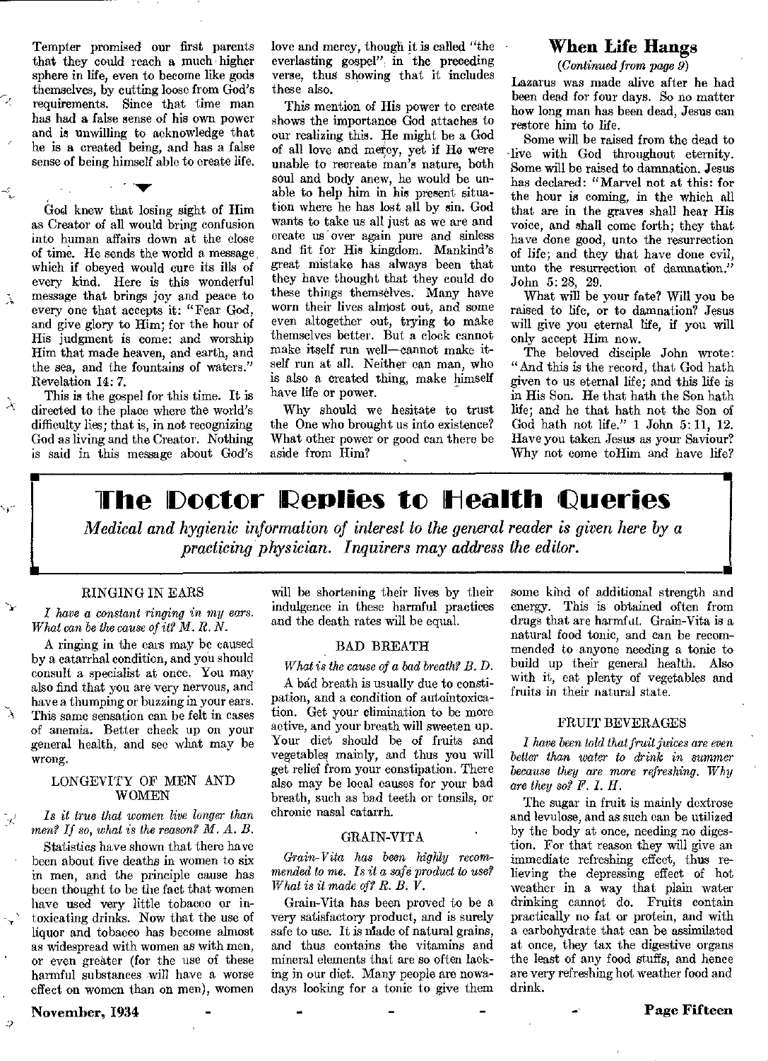Tempter promised our first parents that they could reach a much higher sphere in life, even to become like gods themselves, by cutting loose from God's requirements. Since that time man has had a false sense of his own power and is unwilling to acknowledge that he is a created being, and has a false sense of being himself able to create life.

God knew that losing sight of Him as Creator of all would bring confusion into human affairs down at the close of time. He sends the world a message which if obeyed would cure its ills of every kind. Here is this wonderful message that brings joy and peace to every one that accepts it: "Fear God, and give glory to Him; for the hour of His judgment is come: and worship Him that made heaven, and earth, and the sea, and the fountains of waters." Revelation 14:7.

This is the gospel for this time. It is directed to the place where the world's difficulty lies; that is, in not recognizing God as living and the Creator. Nothing is said in this message about God's love and mercy, though it is called "the everlasting gospel" in the preceding verse, thus showing that it includes these also.

This mention of His power to create shows the importance God attaches to our realizing this. He might be a God of all love and mercy, yet if He were unable to recreate man's nature, both soul and body anew, he would be unable to help him in his present situation where he has lost all by sin. God wants to take us all just as we are and create us over again pure and sinless and fit for His kingdom. Mankind's great mistake has always been that they have thought that they could do these things themselves. Many have worn their lives almost out, and some even altogether out, trying to make themselves better. But a clock cannot make itself run well—cannot make itself run at all. Neither can man, who is also a created thing, make himself have life or power.

Why should we hesitate to trust the One who brought us into existence? What other power or good can there be aside from Him?

## When Life Hangs

*(Continued from page 9)*

Lazarus was made alive after he had been dead for four days. So no matter how long man has been dead, Jesus can restore him to life.

Some will be raised from the dead to live with God throughout eternity. Some will be raised to damnation. Jesus has declared: "Marvel not at this: for the hour is coming, in the which all that are in the graves shall hear His voice, and shall come forth; they that have done good, unto the resurrection of life; and they that have done evil, unto the resurrection of damnation." John 5:28, 29.

What will be your fate? Will you be raised to life, or to damnation? Jesus will give you eternal life, if you will only accept Him now.

The beloved disciple John wrote: "And this is the record, that God hath given to us eternal life; and this life is in His Son. He that hath the Son hath life; and he that hath not the Son of God hath not life." 1 John 5:11, 12. Have you taken Jesus as your Saviour? Why not come toHim and have life?

# The Doctor Replies to Health Queries

*Medical and hygienic information of interest to the general reader is given here by a practicing physician. Inquirers may address the editor.*

### RINGING IN EARS

*I have a constant ringing in my ears. What can be the cause of it? M. R. N.*

A ringing in the ears may be caused by a catarrhal condition, and you should consult a specialist at once. You may also find that you are very nervous, and have a thumping or buzzing in your ears. This same sensation can be felt in cases of anemia. Better check up on your general health, and see what may be wrong.

### LONGEVITY OF MEN AND WOMEN

*Is it true that women live longer than men? If so, what is the reason? M. A. B.*

Statistics have shown that there have been about five deaths in women to six in men, and the principle cause has been thought to be the fact that women have used very little tobacco or intoxicating drinks. Now that the use of liquor and tobacco has become almost as widespread with women as with men, or even greater (for the use of these harmful substances will have a worse effect on women than on men), women will be shortening their lives by their indulgence in these harmful practices and the death rates will be equal.

### BAD BREATH

*What is the cause of a bad breath? B. D.*

A bad breath is usually due to constipation, and a condition of autointoxication. Get your elimination to be more active, and your breath will sweeten up. Your diet should be of fruits and vegetables mainly, and thus you will get relief from your constipation. There also may be local causes for your bad breath, such as bad teeth or tonsils, or chronic nasal catarrh.

### GRAIN-VITA

*Grain-Vita has been highly recommended to me. Is it a safe product to use? What is it made of? R. B. V.*

Grain-Vita has been proved to be a very satisfactory product, and is surely safe to use. It is made of natural grains, and thus contains the vitamins and mineral elements that are so often lacking in our diet. Many people are nowadays looking for a tonic to give them some kind of additional strength and energy. This is obtained often from drugs that are harmful. Grain-Vita is a natural food tonic, and can be recommended to anyone needing a tonic to build up their general health. Also with it, eat plenty of vegetables and fruits in their natural state.

### FRUIT BEVERAGES

*I have been told that fruit juices are even better than water to drink in summer because they are more refreshing. Why are they so? F. I. H.*

The sugar in fruit is mainly dextrose and levulose, and as such can be utilized by the body at once, needing no digestion. For that reason they will give an immediate refreshing effect, thus relieving the depressing effect of hot weather in a way that plain water drinking cannot do. Fruits contain practically no fat or protein, and with a carbohydrate that can be assimilated at once, they tax the digestive organs the least of any food stuffs, and hence are very refreshing hot weather food and drink.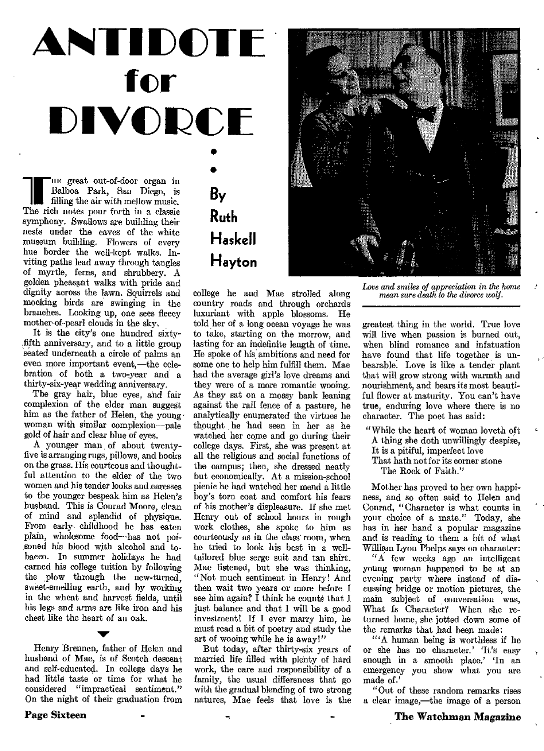# ANTIDOTE for DIVORCE

By Ruth Haskell Hayton

The great out-of-door organ in Balboa Park, San Diego, is filling the air with mellow music. The rich notes pour forth in a classic symphony. Swallows are building their nests under the eaves of the white museum building. Flowers of every hue border the well-kept walks. Inviting paths lead away through tangles of myrtle, ferns, and shrubbery. A golden pheasant walks with pride and dignity across the lawn. Squirrels and mocking birds are swinging in the branches. Looking up, one sees fleecy mother-of-pearl clouds in the sky.

It is the city's one hundred sixty-fifth anniversary, and to a little group seated underneath a circle of palms an even more important event,—the celebration of both a two-year and a thirty-six-year wedding anniversary.

The gray hair, blue eyes, and fair complexion of the elder man suggest him as the father of Helen, the young woman with similar complexion—pale gold of hair and clear blue of eyes.

A younger man of about twenty-five is arranging rugs, pillows, and books on the grass. His courteous and thoughtful attention to the elder of the two women and his tender looks and caresses to the younger bespeak him as Helen's husband. This is Conrad Moore, clean of mind and splendid of physique. From early childhood he has eaten plain, wholesome food—has not poisoned his blood with alcohol and tobacco. In summer holidays he had earned his college tuition by following the plow through the new-turned, sweet-smelling earth, and by working in the wheat and harvest fields, until his legs and arms are like iron and his chest like the heart of an oak.

Henry Brennen, father of Helen and husband of Mae, is of Scotch descent and self-educated. In college days he had little taste or time for what he considered "impractical sentiment." On the night of their graduation from college he and Mae strolled along country roads and through orchards luxuriant with apple blossoms. He told her of a long ocean voyage he was to take, starting on the morrow, and lasting for an indefinite length of time. He spoke of his ambitions and need for some one to help him fulfill them. Mae had the average girl's love dreams and they were of a more romantic wooing. As they sat on a mossy bank leaning against the rail fence of a pasture, he analytically enumerated the virtues he thought he had seen in her as he watched her come and go during their college days. First, she was present at all the religious and social functions of the campus; then, she dressed neatly but economically. At a mission-school picnic he had watched her mend a little boy's torn coat and comfort his fears of his mother's displeasure. If she met Henry out of school hours in rough work clothes, she spoke to him as courteously as in the class room, when he tried to look his best in a well-tailored blue serge suit and tan shirt. Mae listened, but she was thinking, "Not much sentiment in Henry! And then wait two years or more before I see him again? I think he counts that I just balance and that I will be a good investment! If I ever marry him, he must read a bit of poetry and study the art of wooing while he is away!"

But today, after thirty-six years of married life filled with plenty of hard work, the care and responsibility of a family, the usual differences that go with the gradual blending of two strong natures, Mae feels that love is the greatest thing in the world. True love will live when passion is burned out, when blind romance and infatuation have found that life together is unbearable. Love is like a tender plant that will grow strong with warmth and nourishment, and bears its most beautiful flower at maturity. You can't have true, enduring love where there is no character. The poet has said:

"While the heart of woman loveth oft  
A thing she doth unwillingly despise,  
It is a pitiful, imperfect love  
That hath not for its corner stone  
The Rock of Faith."

Mother has proved to her own happiness, and so often said to Helen and Conrad, "Character is what counts in your choice of a mate." Today, she has in her hand a popular magazine and is reading to them a bit of what William Lyon Phelps says on character:

"A few weeks ago an intelligent young woman happened to be at an evening party where instead of discussing bridge or motion pictures, the main subject of conversation was, What Is Character? When she returned home, she jotted down some of the remarks that had been made:

"'A human being is worthless if he or she has no character.' 'It's easy enough in a smooth place.' 'In an emergency you show what you are made of.'

"Out of these random remarks rises a clear image,—the image of a person

*Love and smiles of appreciation in the home mean sure death to the divorce wolf.*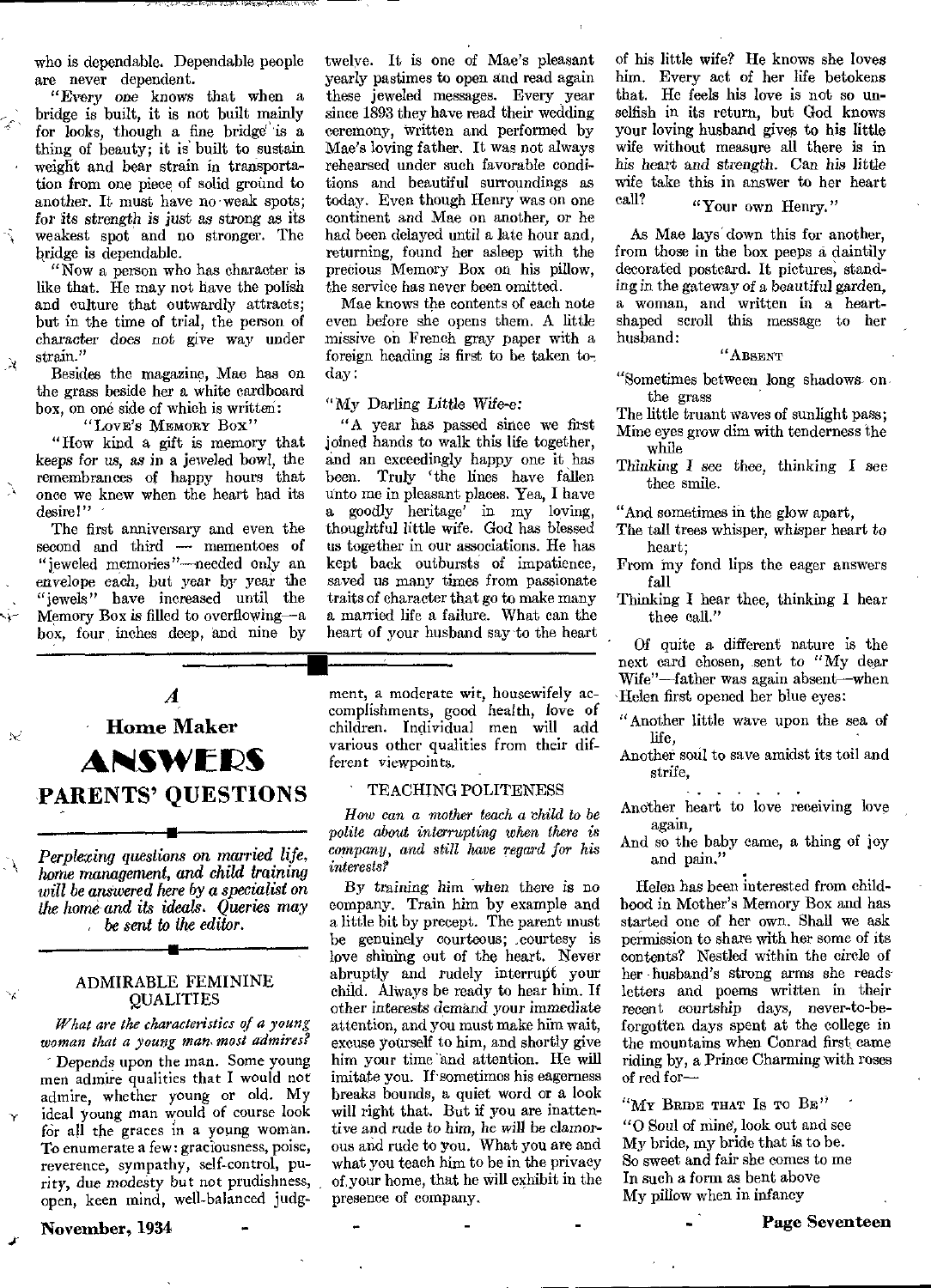who is dependable. Dependable people are never dependent.

"Every one knows that when a bridge is built, it is not built mainly for looks, though a fine bridge is a thing of beauty; it is built to sustain weight and bear strain in transportation from one piece of solid ground to another. It must have no weak spots; for its strength is just as strong as its weakest spot and no stronger. The bridge is dependable.

"Now a person who has character is like that. He may not have the polish and culture that outwardly attracts; but in the time of trial, the person of character does not give way under strain."

Besides the magazine, Mae has on the grass beside her a white cardboard box, on one side of which is written:

"LOVE'S MEMORY BOX"

"How kind a gift is memory that keeps for us, as in a jeweled bowl, the remembrances of happy hours that once we knew when the heart had its desire!"

The first anniversary and even the second and third — mementoes of "jeweled memories"—needed only an envelope each, but year by year the "jewels" have increased until the Memory Box is filled to overflowing—a box, four inches deep, and nine by twelve. It is one of Mae's pleasant yearly pastimes to open and read again these jeweled messages. Every year since 1893 they have read their wedding ceremony, written and performed by Mae's loving father. It was not always rehearsed under such favorable conditions and beautiful surroundings as today. Even though Henry was on one continent and Mae on another, or he had been delayed until a late hour and, returning, found her asleep with the precious Memory Box on his pillow, the service has never been omitted.

Mae knows the contents of each note even before she opens them. A little missive on French gray paper with a foreign heading is first to be taken today:

"*My Darling Little Wife-e:*

"A year has passed since we first joined hands to walk this life together, and an exceedingly happy one it has been. Truly 'the lines have fallen unto me in pleasant places. Yea, I have a goodly heritage' in my loving, thoughtful little wife. God has blessed us together in our associations. He has kept back outbursts of impatience, saved us many times from passionate traits of character that go to make many a married life a failure. What can the heart of your husband say to the heart of his little wife? He knows she loves him. Every act of her life betokens that. He feels his love is not so unselfish in its return, but God knows your loving husband gives to his little wife without measure all there is in *his heart and strength.* Can his little wife take this in answer to her heart call?

"Your own Henry."

As Mae lays down this for another, from those in the box peeps a daintily decorated postcard. It pictures, standing in the gateway of a beautiful garden, a woman, and written in a heart-shaped scroll this message to her husband:

"ABSENT

"Sometimes between long shadows on the grass
The little truant waves of sunlight pass;
Mine eyes grow dim with tenderness the while
Thinking I see thee, thinking I see thee smile.

"And sometimes in the glow apart,
The tall trees whisper, whisper heart to heart;
From my fond lips the eager answers fall
Thinking I hear thee, thinking I hear thee call."

Of quite a different nature is the next card chosen, sent to "My dear Wife"—father was again absent—when Helen first opened her blue eyes:

"Another little wave upon the sea of life,
Another soul to save amidst its toil and strife,
. . . . . . .
Another heart to love receiving love again,
And so the baby came, a thing of joy and pain."

Helen has been interested from childhood in Mother's Memory Box and has started one of her own. Shall we ask permission to share with her some of its contents? Nestled within the circle of her husband's strong arms she reads letters and poems written in their recent courtship days, never-to-be-forgotten days spent at the college in the mountains when Conrad first came riding by, a Prince Charming with roses of red for—

"MY BRIDE THAT IS TO BE"

"O Soul of mine, look out and see
My bride, my bride that is to be.
So sweet and fair she comes to me
In such a form as bent above
My pillow when in infancy

---

# *A* Home Maker ANSWERS PARENTS' QUESTIONS

*Perplexing questions on married life, home management, and child training will be answered here by a specialist on the home and its ideals. Queries may be sent to the editor.*

### ADMIRABLE FEMININE QUALITIES

*What are the characteristics of a young woman that a young man most admires?*

Depends upon the man. Some young men admire qualities that I would not admire, whether young or old. My ideal young man would of course look for all the graces in a young woman. To enumerate a few: graciousness, poise, reverence, sympathy, self-control, purity, due modesty but not prudishness, open, keen mind, well-balanced judgment, a moderate wit, housewifely accomplishments, good health, love of children. Individual men will add various other qualities from their different viewpoints.

### TEACHING POLITENESS

*How can a mother teach a child to be polite about interrupting when there is company, and still have regard for his interests?*

By training him when there is no company. Train him by example and a little bit by precept. The parent must be genuinely courteous; courtesy is love shining out of the heart. Never abruptly and rudely interrupt your child. Always be ready to hear him. If other interests demand your immediate attention, and you must make him wait, excuse yourself to him, and shortly give him your time and attention. He will imitate you. If sometimes his eagerness breaks bounds, a quiet word or a look will right that. But if you are inattentive and rude to him, he will be clamorous and rude to you. What you are and what you teach him to be in the privacy of your home, that he will exhibit in the presence of company.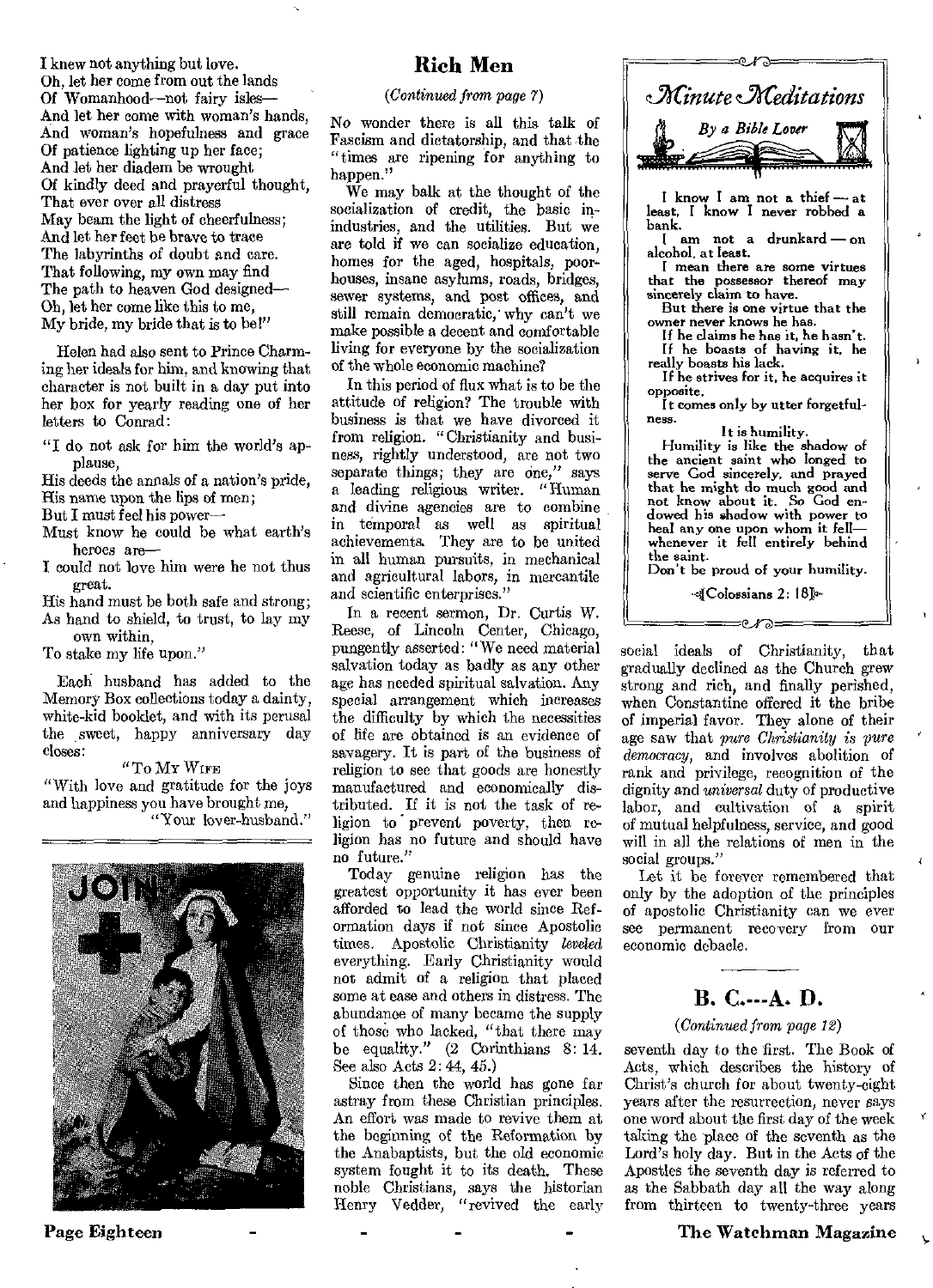I knew not anything but love.
Oh, let her come from out the lands
Of Womanhood—not fairy isles—
And let her come with woman's hands,
And woman's hopefulness and grace
Of patience lighting up her face;
And let her diadem be wrought
Of kindly deed and prayerful thought,
That ever over all distress
May beam the light of cheerfulness;
And let her feet be brave to trace
The labyrinths of doubt and care.
That following, my own may find
The path to heaven God designed—
Oh, let her come like this to me,
My bride, my bride that is to be!"

Helen had also sent to Prince Charming her ideals for him, and knowing that character is not built in a day put into her box for yearly reading one of her letters to Conrad:

"I do not ask for him the world's applause,
His deeds the annals of a nation's pride,
His name upon the lips of men;
But I must feel his power—
Must know he could be what earth's heroes are—
I could not love him were he not thus great.
His hand must be both safe and strong;
As hand to shield, to trust, to lay my own within,
To stake my life upon."

Each husband has added to the Memory Box collections today a dainty, white-kid booklet, and with its perusal the sweet, happy anniversary day closes:

"To My Wife
"With love and gratitude for the joys and happiness you have brought me,
"Your lover-husband."

## Rich Men

*(Continued from page 7)*

No wonder there is all this talk of Fascism and dictatorship, and that the "times are ripening for anything to happen."

We may balk at the thought of the socialization of credit, the basic inindustries, and the utilities. But we are told if we can socialize education, homes for the aged, hospitals, poorhouses, insane asylums, roads, bridges, sewer systems, and post offices, and still remain democratic, why can't we make possible a decent and comfortable living for everyone by the socialization of the whole economic machine?

In this period of flux what is to be the attitude of religion? The trouble with business is that we have divorced it from religion. "Christianity and business, rightly understood, are not two separate things; they are one," says a leading religious writer. "Human and divine agencies are to combine in temporal as well as spiritual achievements. They are to be united in all human pursuits, in mechanical and agricultural labors, in mercantile and scientific enterprises."

In a recent sermon, Dr. Curtis W. Reese, of Lincoln Center, Chicago, pungently asserted: "We need material salvation today as badly as any other age has needed spiritual salvation. Any special arrangement which increases the difficulty by which the necessities of life are obtained is an evidence of savagery. It is part of the business of religion to see that goods are honestly manufactured and economically distributed. If it is not the task of religion to prevent poverty, then religion has no future and should have no future."

Today genuine religion has the greatest opportunity it has ever been afforded to lead the world since Reformation days if not since Apostolic times. Apostolic Christianity *leveled* everything. Early Christianity would not admit of a religion that placed some at ease and others in distress. The abundance of many became the supply of those who lacked, "that there may be equality." (2 Corinthians 8: 14. See also Acts 2: 44, 45.)

Since then the world has gone far astray from these Christian principles. An effort was made to revive them at the beginning of the Reformation by the Anabaptists, but the old economic system fought it to its death. These noble Christians, says the historian Henry Vedder, "revived the early social ideals of Christianity, that gradually declined as the Church grew strong and rich, and finally perished, when Constantine offered it the bribe of imperial favor. They alone of their age saw that *pure Christianity is pure democracy*, and involves abolition of rank and privilege, recognition of the dignity and *universal* duty of productive labor, and cultivation of a spirit of mutual helpfulness, service, and good will in all the relations of men in the social groups."

Let it be forever remembered that only by the adoption of the principles of apostolic Christianity can we ever see permanent recovery from our economic debacle.

## Minute Meditations

*By a Bible Lover*

I know I am not a thief — at least, I know I never robbed a bank.

I am not a drunkard — on alcohol, at least.

I mean there are some virtues that the possessor thereof may sincerely claim to have.

But there is one virtue that the owner never knows he has.

If he claims he has it, he hasn't.

If he boasts of having it, he really boasts his lack.

If he strives for it, he acquires it opposite.

It comes only by utter forgetfulness.

It is humility.

Humility is like the shadow of the ancient saint who longed to serve God sincerely, and prayed that he might do much good and not know about it. So God endowed his shadow with power to heal any one upon whom it fell—whenever it fell entirely behind the saint.

Don't be proud of your humility.

[Colossians 2: 18]

## B. C.---A. D.

*(Continued from page 12)*

seventh day to the first. The Book of Acts, which describes the history of Christ's church for about twenty-eight years after the resurrection, never says one word about the first day of the week taking the place of the seventh as the Lord's holy day. But in the Acts of the Apostles the seventh day is referred to as the Sabbath day all the way along from thirteen to twenty-three years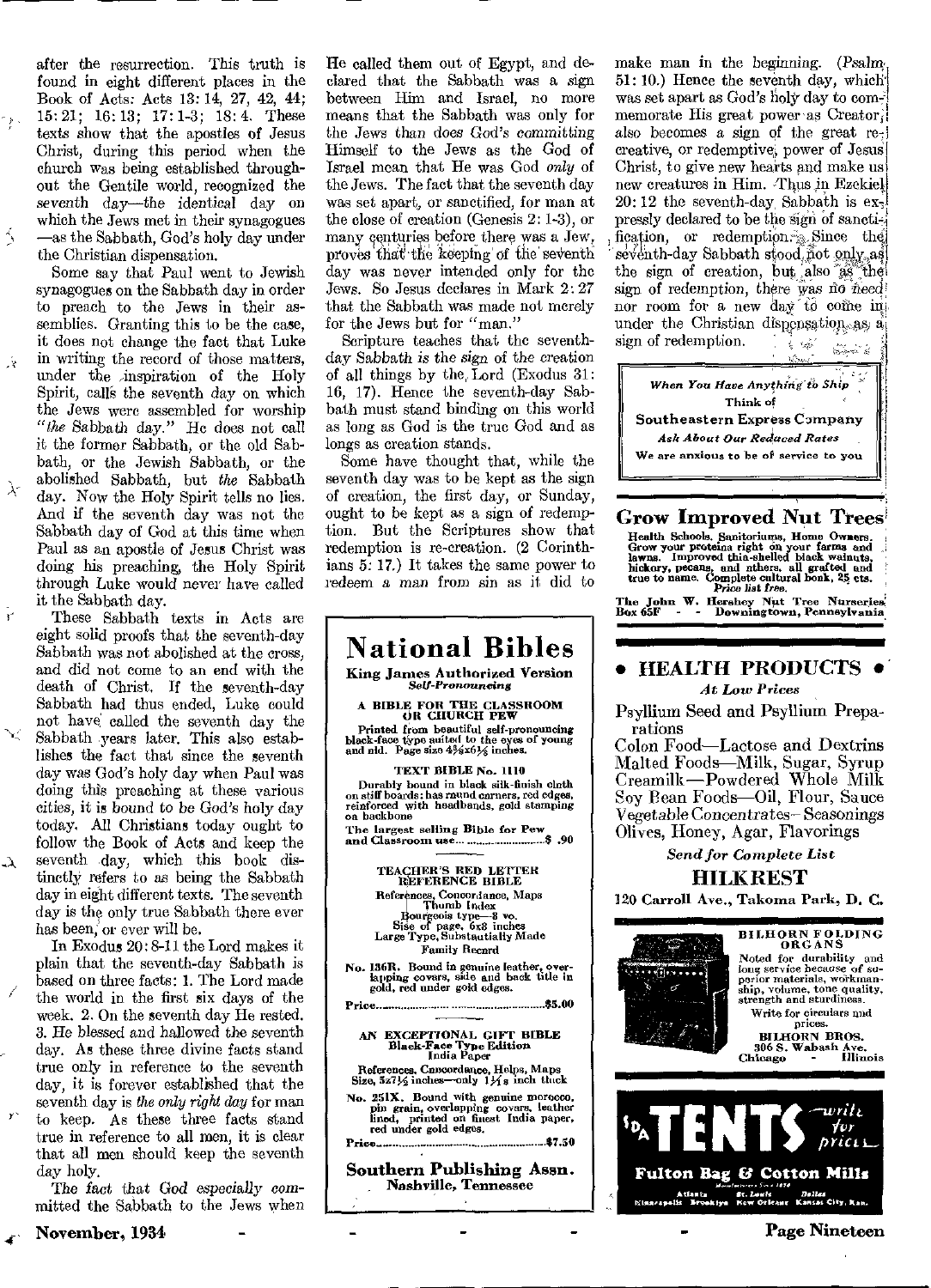after the resurrection. This truth is found in eight different places in the Book of Acts: Acts 13:14, 27, 42, 44; 15:21; 16:13; 17:1-3; 18:4. These texts show that the apostles of Jesus Christ, during this period when the church was being established throughout the Gentile world, recognized the seventh day—the identical day on which the Jews met in their synagogues—as the Sabbath, God's holy day under the Christian dispensation.

Some say that Paul went to Jewish synagogues on the Sabbath day in order to preach to the Jews in their assemblies. Granting this to be the case, it does not change the fact that Luke in writing the record of those matters, under the inspiration of the Holy Spirit, calls the seventh day on which the Jews were assembled for worship "*the* Sabbath day." He does not call it the former Sabbath, or the old Sabbath, or the Jewish Sabbath, or the abolished Sabbath, but *the* Sabbath day. Now the Holy Spirit tells no lies. And if the seventh day was not the Sabbath day of God at this time when Paul as an apostle of Jesus Christ was doing his preaching, the Holy Spirit through Luke would never have called it the Sabbath day.

These Sabbath texts in Acts are eight solid proofs that the seventh-day Sabbath was not abolished at the cross, and did not come to an end with the death of Christ. If the seventh-day Sabbath had thus ended, Luke could not have called the seventh day the Sabbath years later. This also establishes the fact that since the seventh day was God's holy day when Paul was doing this preaching at these various cities, it is bound to be God's holy day today. All Christians today ought to follow the Book of Acts and keep the seventh day, which this book distinctly refers to as being the Sabbath day in eight different texts. The seventh day is the only true Sabbath there ever has been, or ever will be.

In Exodus 20:8-11 the Lord makes it plain that the seventh-day Sabbath is based on three facts: 1. The Lord made the world in the first six days of the week. 2. On the seventh day He rested. 3. He blessed and hallowed the seventh day. As these three divine facts stand true only in reference to the seventh day, it is forever established that the seventh day is *the only right day* for man to keep. As these three facts stand true in reference to all men, it is clear that all men should keep the seventh day holy.

The *fact* that God *especially* committed the Sabbath to the Jews when He called them out of Egypt, and declared that the Sabbath was a sign between Him and Israel, no more means that the Sabbath was only for the Jews than does God's *committing* Himself to the Jews as the God of Israel mean that He was God *only* of the Jews. The fact that the seventh day was set apart, or sanctified, for man at the close of creation (Genesis 2:1-3), or many centuries before there was a Jew, proves that the keeping of the seventh day was never intended only for the Jews. So Jesus declares in Mark 2:27 that the Sabbath was made not merely for the Jews but for "man."

Scripture teaches that the seventh-day Sabbath *is the sign* of the creation of all things by the Lord (Exodus 31:16, 17). Hence the seventh-day Sabbath must stand binding on this world as long as God is the true God and as longs as creation stands.

Some have thought that, while the seventh day was to be kept as the sign of creation, the first day, or Sunday, ought to be kept as a sign of redemption. But the Scriptures show that redemption is re-creation. (2 Corinthians 5:17.) It takes the same power to redeem a man from sin as it did to make man in the beginning. (Psalm 51:10.) Hence the seventh day, which was set apart as God's holy day to commemorate His great power as Creator, also becomes a sign of the great re-creative, or redemptive, power of Jesus Christ, to give new hearts and make us new creatures in Him. Thus in Ezekiel 20:12 the seventh-day Sabbath is expressly declared to be the sign of sanctification, or redemption. Since the seventh-day Sabbath stood not only as the sign of creation, but also as the sign of redemption, there was no need nor room for a new day to come in under the Christian dispensation as a sign of redemption.

---

## National Bibles

**King James Authorized Version**
*Self-Pronouncing*

**A BIBLE FOR THE CLASSROOM OR CHURCH PEW**

Printed from beautiful self-pronouncing black-face type suited to the eyes of young and old. Page size 4¾x6½ inches.

**TEXT BIBLE No. 1110**

Durably bound in black silk-finish cloth on stiff boards: has round corners, red edges, reinforced with headbands, gold stamping on backbone

The largest selling Bible for Pew and Classroom use........................$ .90

**TEACHER'S RED LETTER REFERENCE BIBLE**

References, Concordance, Maps
Thumb Index
Bourgeois type—8 vo.
Size of page, 6x8 inches
Large Type, Substantially Made
Family Record

No. 136R. Bound in genuine leather, overlapping covers, side and back title in gold, red under gold edges.

Price................................................$5.00

**AN EXCEPTIONAL GIFT BIBLE**
**Black-Face Type Edition**
**India Paper**

References, Concordance, Helps, Maps
Size, 5x7½ inches—only 1¼ inch thick

No. 251X. Bound with genuine morocco, pin grain, overlapping covers, leather lined, printed on finest India paper, red under gold edges.

Price................................................$7.50

**Southern Publishing Assn.**
**Nashville, Tennessee**

---

*When You Have Anything to Ship*
Think of
**Southeastern Express Company**
*Ask About Our Reduced Rates*
We are anxious to be of service to you

---

## Grow Improved Nut Trees

Health Schools, Sanitoriums, Home Owners. Grow your proteins right on your farms and lawns. Improved thin-shelled black walnuts, hickory, pecans, and others, all grafted and true to name. Complete cultural book, 25 cts. Price list free.

**The John W. Hershey Nut Tree Nurseries**
**Box 65F - - Downingtown, Pennsylvania**

---

## • HEALTH PRODUCTS •

*At Low Prices*

Psyllium Seed and Psyllium Preparations
Colon Food—Lactose and Dextrins
Malted Foods—Milk, Sugar, Syrup
Creamilk—Powdered Whole Milk
Soy Bean Foods—Oil, Flour, Sauce
Vegetable Concentrates—Seasonings
Olives, Honey, Agar, Flavorings

*Send for Complete List*

## HILKREST

120 Carroll Ave., Takoma Park, D. C.

---

**BILHORN FOLDING ORGANS**

Noted for durability and long service because of superior materials, workmanship, volume, tone quality, strength and sturdiness.

Write for circulars and prices.

**BILHORN BROS.**
306 S. Wabash Ave.
Chicago - Illinois

---

**TENTS** —*write for prices*

**Fulton Bag & Cotton Mills**
Manufacturers Since 1870
Atlanta St. Louis Dallas
Minneapolis Brooklyn New Orleans Kansas City, Kan.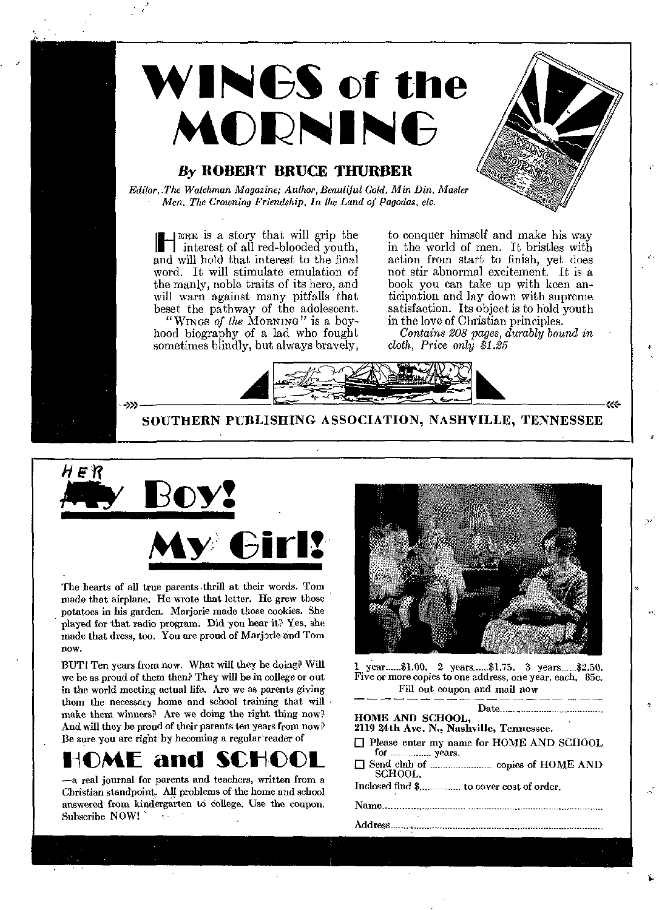# WINGS of the MORNING

### *By* ROBERT BRUCE THURBER

*Editor, The Watchman Magazine; Author, Beautiful Gold, Min Din, Master Men, The Crowning Friendship, In the Land of Pagodas, etc.*

HERE is a story that will grip the interest of all red-blooded youth, and will hold that interest to the final word. It will stimulate emulation of the manly, noble traits of its hero, and will warn against many pitfalls that beset the pathway of the adolescent.

"WINGS *of the* MORNING" is a boyhood biography of a lad who fought sometimes blindly, but always bravely, to conquer himself and make his way in the world of men. It bristles with action from start to finish, yet does not stir abnormal excitement. It is a book you can take up with keen anticipation and lay down with supreme satisfaction. Its object is to hold youth in the love of Christian principles.

*Contains 208 pages, durably bound in cloth, Price only $1.25*

**SOUTHERN PUBLISHING ASSOCIATION, NASHVILLE, TENNESSEE**

---

# ~~My~~ HER Boy! My Girl!

The hearts of all true parents thrill at their words. Tom made that airplane. He wrote that letter. He grew those potatoes in his garden. Marjorie made those cookies. She played for that radio program. Did you hear it? Yes, she made that dress, too. You are proud of Marjorie and Tom now.

BUT! Ten years from now. What will they be doing? Will we be as proud of them then? They will be in college or out in the world meeting actual life. Are we as parents giving them the necessary home and school training that will make them winners? Are we doing the right thing now? And will they be proud of their parents ten years from now? Be sure you are right by becoming a regular reader of

## HOME and SCHOOL

—a real journal for parents and teachers, written from a Christian standpoint. All problems of the home and school answered from kindergarten to college. Use the coupon. Subscribe NOW!

1 year......$1.00. 2 years......$1.75. 3 years......$2.50.
Five or more copies to one address, one year, each, 85c.

Fill out coupon and mail now

Date........................................

**HOME AND SCHOOL,**
**2119 24th Ave. N., Nashville, Tennessee.**

☐ Please enter my name for HOME AND SCHOOL for ................ years.

☐ Send club of ........................ copies of HOME AND SCHOOL.

Inclosed find $................ to cover cost of order.

Name........................................................................

Address....................................................................